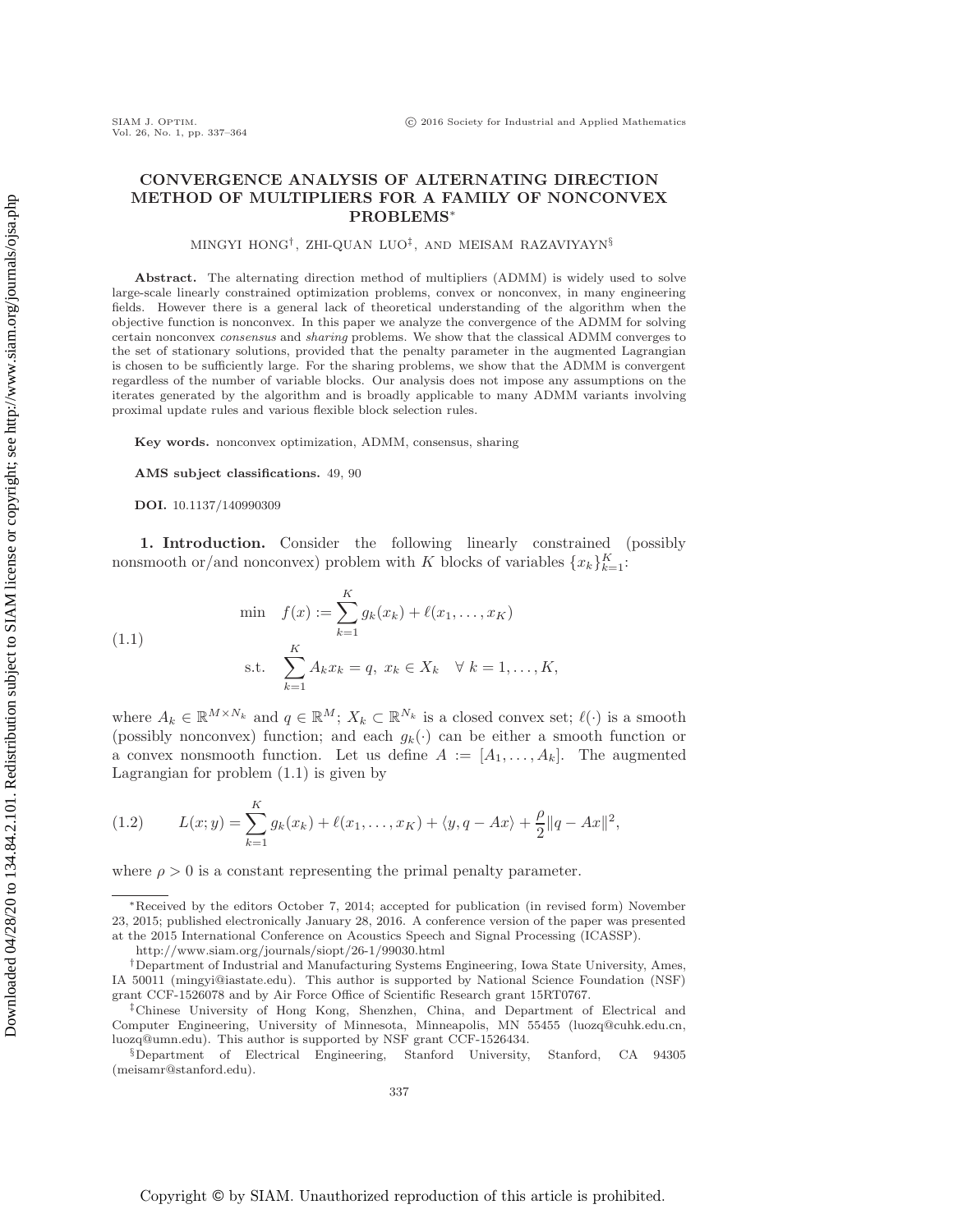# CONVERGENCE ANALYSIS OF ALTERNATING DIRECTION METHOD OF MULTIPLIERS FOR A FAMILY OF NONCONVEX PROBLEMS*

MINGYI HONG†, ZHI-QUAN LUO‡, AND MEISAM RAZAVIYAYN§

**Abstract.** The alternating direction method of multipliers (ADMM) is widely used to solve large-scale linearly constrained optimization problems, convex or nonconvex, in many engineering fields. However there is a general lack of theoretical understanding of the algorithm when the objective function is nonconvex. In this paper we analyze the convergence of the ADMM for solving certain nonconvex *consensus* and *sharing* problems. We show that the classical ADMM converges to the set of stationary solutions, provided that the penalty parameter in the augmented Lagrangian is chosen to be sufficiently large. For the sharing problems, we show that the ADMM is convergent regardless of the number of variable blocks. Our analysis does not impose any assumptions on the iterates generated by the algorithm and is broadly applicable to many ADMM variants involving proximal update rules and various flexible block selection rules.

**Key words.** nonconvex optimization, ADMM, consensus, sharing

**AMS subject classifications.** 49, 90

**DOI.** 10.1137/140990309

## 1. Introduction.

Consider the following linearly constrained (possibly nonsmooth or/and nonconvex) problem with $K$ blocks of variables $\{x_k\}_{k=1}^K$:

$$
\begin{aligned}
\min \quad & f(x) := \sum_{k=1}^{K} g_k(x_k) + \ell(x_1, \ldots, x_K) \\
\text{s.t.} \quad & \sum_{k=1}^{K} A_k x_k = q, \; x_k \in X_k \quad \forall\, k = 1, \ldots, K,
\end{aligned}
\tag{1.1}
$$

where $A_k \in \mathbb{R}^{M \times N_k}$ and $q \in \mathbb{R}^M$; $X_k \subset \mathbb{R}^{N_k}$ is a closed convex set; $\ell(\cdot)$ is a smooth (possibly nonconvex) function; and each $g_k(\cdot)$ can be either a smooth function or a convex nonsmooth function. Let us define $A := [A_1, \ldots, A_k]$. The augmented Lagrangian for problem (1.1) is given by

$$
L(x; y) = \sum_{k=1}^{K} g_k(x_k) + \ell(x_1, \ldots, x_K) + \langle y, q - Ax \rangle + \frac{\rho}{2} \|q - Ax\|^2,
\tag{1.2}
$$

where $\rho > 0$ is a constant representing the primal penalty parameter.

---

*Received by the editors October 7, 2014; accepted for publication (in revised form) November 23, 2015; published electronically January 28, 2016. A conference version of the paper was presented at the 2015 International Conference on Acoustics Speech and Signal Processing (ICASSP).

http://www.siam.org/journals/siopt/26-1/99030.html

†Department of Industrial and Manufacturing Systems Engineering, Iowa State University, Ames, IA 50011 (mingyi@iastate.edu). This author is supported by National Science Foundation (NSF) grant CCF-1526078 and by Air Force Office of Scientific Research grant 15RT0767.

‡Chinese University of Hong Kong, Shenzhen, China, and Department of Electrical and Computer Engineering, University of Minnesota, Minneapolis, MN 55455 (luozq@cuhk.edu.cn, luozq@umn.edu). This author is supported by NSF grant CCF-1526434.

§Department of Electrical Engineering, Stanford University, Stanford, CA 94305 (meisamr@stanford.edu).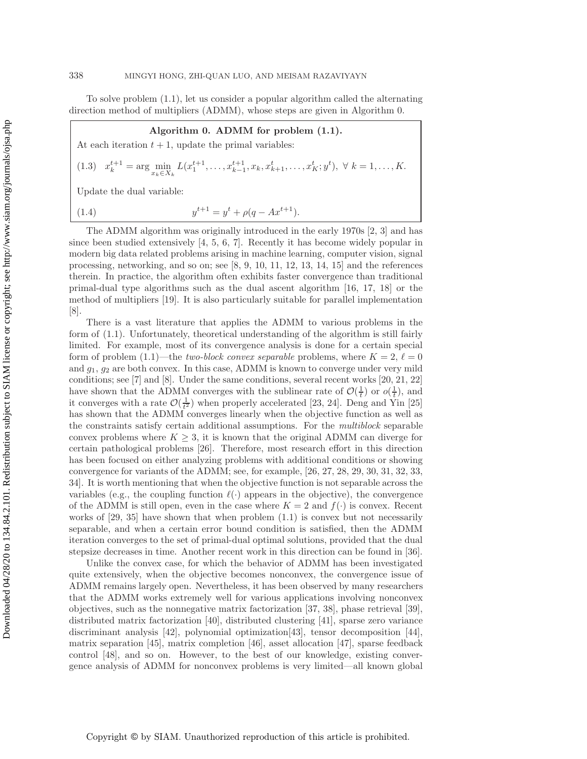To solve problem (1.1), let us consider a popular algorithm called the alternating direction method of multipliers (ADMM), whose steps are given in Algorithm 0.

**Algorithm 0. ADMM for problem (1.1).**

At each iteration $t+1$, update the primal variables:

$$x_k^{t+1} = \arg\min_{x_k \in X_k} L(x_1^{t+1}, \ldots, x_{k-1}^{t+1}, x_k, x_{k+1}^t, \ldots, x_K^t; y^t), \ \forall\ k = 1, \ldots, K. \tag{1.3}$$

Update the dual variable:

$$y^{t+1} = y^t + \rho(q - Ax^{t+1}). \tag{1.4}$$

The ADMM algorithm was originally introduced in the early 1970s [2, 3] and has since been studied extensively [4, 5, 6, 7]. Recently it has become widely popular in modern big data related problems arising in machine learning, computer vision, signal processing, networking, and so on; see [8, 9, 10, 11, 12, 13, 14, 15] and the references therein. In practice, the algorithm often exhibits faster convergence than traditional primal-dual type algorithms such as the dual ascent algorithm [16, 17, 18] or the method of multipliers [19]. It is also particularly suitable for parallel implementation [8].

There is a vast literature that applies the ADMM to various problems in the form of (1.1). Unfortunately, theoretical understanding of the algorithm is still fairly limited. For example, most of its convergence analysis is done for a certain special form of problem (1.1)—the *two-block convex separable* problems, where $K = 2$, $\ell = 0$ and $g_1$, $g_2$ are both convex. In this case, ADMM is known to converge under very mild conditions; see [7] and [8]. Under the same conditions, several recent works [20, 21, 22] have shown that the ADMM converges with the sublinear rate of $\mathcal{O}(\frac{1}{t})$ or $o(\frac{1}{t})$, and it converges with a rate $\mathcal{O}(\frac{1}{t^2})$ when properly accelerated [23, 24]. Deng and Yin [25] has shown that the ADMM converges linearly when the objective function as well as the constraints satisfy certain additional assumptions. For the *multiblock* separable convex problems where $K \geq 3$, it is known that the original ADMM can diverge for certain pathological problems [26]. Therefore, most research effort in this direction has been focused on either analyzing problems with additional conditions or showing convergence for variants of the ADMM; see, for example, [26, 27, 28, 29, 30, 31, 32, 33, 34]. It is worth mentioning that when the objective function is not separable across the variables (e.g., the coupling function $\ell(\cdot)$ appears in the objective), the convergence of the ADMM is still open, even in the case where $K = 2$ and $f(\cdot)$ is convex. Recent works of [29, 35] have shown that when problem (1.1) is convex but not necessarily separable, and when a certain error bound condition is satisfied, then the ADMM iteration converges to the set of primal-dual optimal solutions, provided that the dual stepsize decreases in time. Another recent work in this direction can be found in [36].

Unlike the convex case, for which the behavior of ADMM has been investigated quite extensively, when the objective becomes nonconvex, the convergence issue of ADMM remains largely open. Nevertheless, it has been observed by many researchers that the ADMM works extremely well for various applications involving nonconvex objectives, such as the nonnegative matrix factorization [37, 38], phase retrieval [39], distributed matrix factorization [40], distributed clustering [41], sparse zero variance discriminant analysis [42], polynomial optimization[43], tensor decomposition [44], matrix separation [45], matrix completion [46], asset allocation [47], sparse feedback control [48], and so on. However, to the best of our knowledge, existing convergence analysis of ADMM for nonconvex problems is very limited—all known global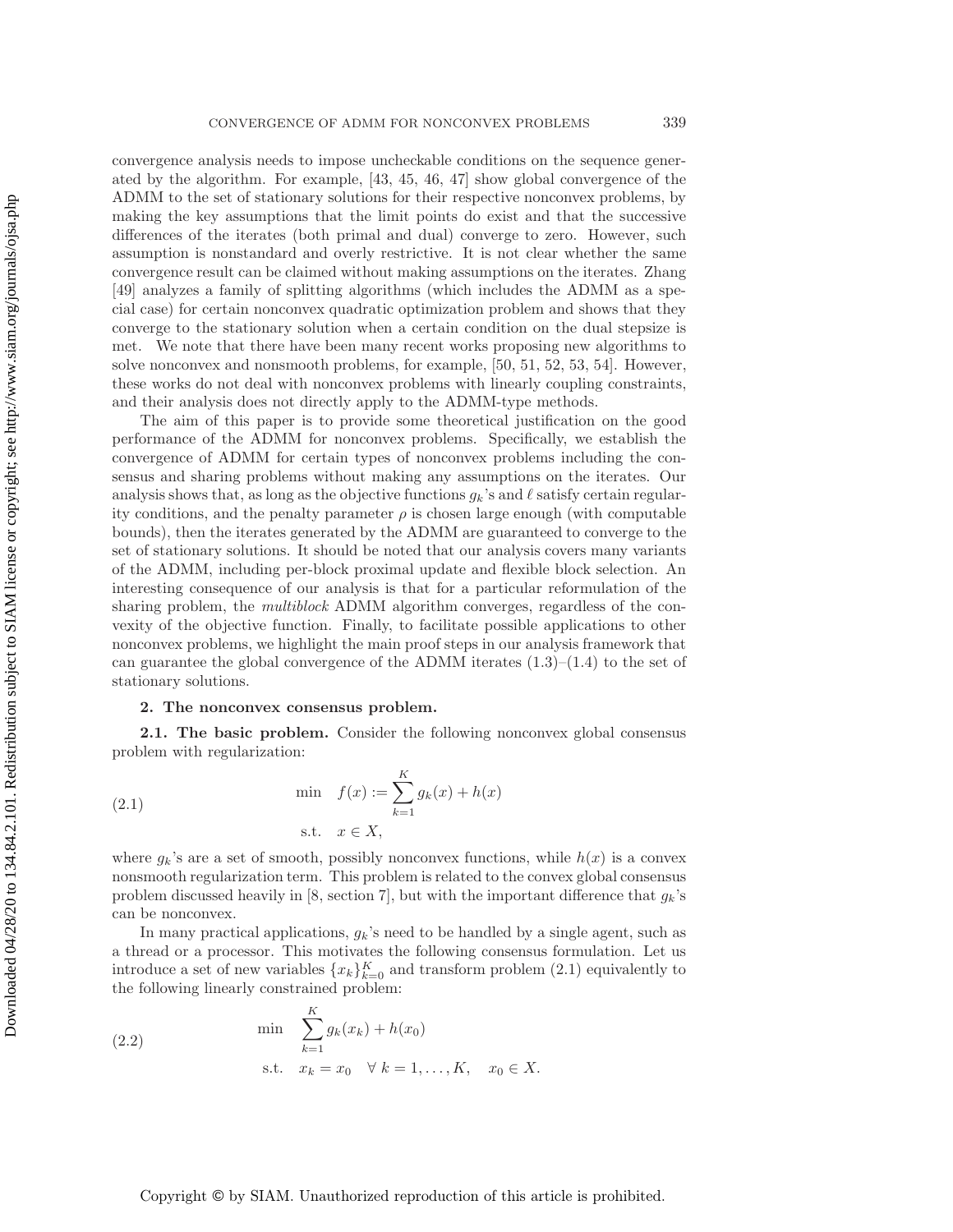convergence analysis needs to impose uncheckable conditions on the sequence generated by the algorithm. For example, [43, 45, 46, 47] show global convergence of the ADMM to the set of stationary solutions for their respective nonconvex problems, by making the key assumptions that the limit points do exist and that the successive differences of the iterates (both primal and dual) converge to zero. However, such assumption is nonstandard and overly restrictive. It is not clear whether the same convergence result can be claimed without making assumptions on the iterates. Zhang [49] analyzes a family of splitting algorithms (which includes the ADMM as a special case) for certain nonconvex quadratic optimization problem and shows that they converge to the stationary solution when a certain condition on the dual stepsize is met. We note that there have been many recent works proposing new algorithms to solve nonconvex and nonsmooth problems, for example, [50, 51, 52, 53, 54]. However, these works do not deal with nonconvex problems with linearly coupling constraints, and their analysis does not directly apply to the ADMM-type methods.

The aim of this paper is to provide some theoretical justification on the good performance of the ADMM for nonconvex problems. Specifically, we establish the convergence of ADMM for certain types of nonconvex problems including the consensus and sharing problems without making any assumptions on the iterates. Our analysis shows that, as long as the objective functions $g_k$'s and $\ell$ satisfy certain regularity conditions, and the penalty parameter $\rho$ is chosen large enough (with computable bounds), then the iterates generated by the ADMM are guaranteed to converge to the set of stationary solutions. It should be noted that our analysis covers many variants of the ADMM, including per-block proximal update and flexible block selection. An interesting consequence of our analysis is that for a particular reformulation of the sharing problem, the *multiblock* ADMM algorithm converges, regardless of the convexity of the objective function. Finally, to facilitate possible applications to other nonconvex problems, we highlight the main proof steps in our analysis framework that can guarantee the global convergence of the ADMM iterates (1.3)–(1.4) to the set of stationary solutions.

## 2. The nonconvex consensus problem.

**2.1. The basic problem.** Consider the following nonconvex global consensus problem with regularization:

$$
\begin{aligned}
\min \quad & f(x) := \sum_{k=1}^{K} g_k(x) + h(x) \\
\text{s.t.} \quad & x \in X,
\end{aligned}
\tag{2.1}
$$

where $g_k$'s are a set of smooth, possibly nonconvex functions, while $h(x)$ is a convex nonsmooth regularization term. This problem is related to the convex global consensus problem discussed heavily in [8, section 7], but with the important difference that $g_k$'s can be nonconvex.

In many practical applications, $g_k$'s need to be handled by a single agent, such as a thread or a processor. This motivates the following consensus formulation. Let us introduce a set of new variables $\{x_k\}_{k=0}^{K}$ and transform problem (2.1) equivalently to the following linearly constrained problem:

$$
\begin{aligned}
\min \quad & \sum_{k=1}^{K} g_k(x_k) + h(x_0) \\
\text{s.t.} \quad & x_k = x_0 \quad \forall\, k = 1, \ldots, K, \quad x_0 \in X.
\end{aligned}
\tag{2.2}
$$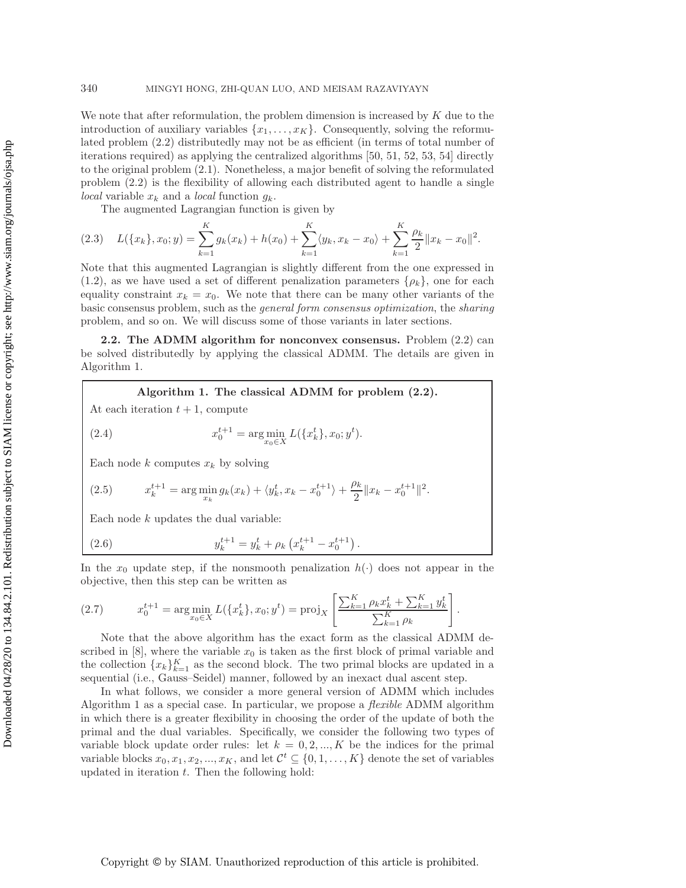We note that after reformulation, the problem dimension is increased by $K$ due to the introduction of auxiliary variables $\{x_1, \ldots, x_K\}$. Consequently, solving the reformulated problem (2.2) distributedly may not be as efficient (in terms of total number of iterations required) as applying the centralized algorithms [50, 51, 52, 53, 54] directly to the original problem (2.1). Nonetheless, a major benefit of solving the reformulated problem (2.2) is the flexibility of allowing each distributed agent to handle a single *local* variable $x_k$ and a *local* function $g_k$.

The augmented Lagrangian function is given by

$$L(\{x_k\}, x_0; y) = \sum_{k=1}^{K} g_k(x_k) + h(x_0) + \sum_{k=1}^{K} \langle y_k, x_k - x_0 \rangle + \sum_{k=1}^{K} \frac{\rho_k}{2} \|x_k - x_0\|^2. \tag{2.3}$$

Note that this augmented Lagrangian is slightly different from the one expressed in (1.2), as we have used a set of different penalization parameters $\{\rho_k\}$, one for each equality constraint $x_k = x_0$. We note that there can be many other variants of the basic consensus problem, such as the *general form consensus optimization*, the *sharing* problem, and so on. We will discuss some of those variants in later sections.

### 2.2. The ADMM algorithm for nonconvex consensus.

Problem (2.2) can be solved distributedly by applying the classical ADMM. The details are given in Algorithm 1.

**Algorithm 1. The classical ADMM for problem (2.2).**

At each iteration $t+1$, compute

$$x_0^{t+1} = \arg\min_{x_0 \in X} L(\{x_k^t\}, x_0; y^t). \tag{2.4}$$

Each node $k$ computes $x_k$ by solving

$$x_k^{t+1} = \arg\min_{x_k} g_k(x_k) + \langle y_k^t, x_k - x_0^{t+1} \rangle + \frac{\rho_k}{2} \|x_k - x_0^{t+1}\|^2. \tag{2.5}$$

Each node $k$ updates the dual variable:

$$y_k^{t+1} = y_k^t + \rho_k \left( x_k^{t+1} - x_0^{t+1} \right). \tag{2.6}$$

In the $x_0$ update step, if the nonsmooth penalization $h(\cdot)$ does not appear in the objective, then this step can be written as

$$x_0^{t+1} = \arg\min_{x_0 \in X} L(\{x_k^t\}, x_0; y^t) = \mathrm{proj}_X \left[ \frac{\sum_{k=1}^{K} \rho_k x_k^t + \sum_{k=1}^{K} y_k^t}{\sum_{k=1}^{K} \rho_k} \right]. \tag{2.7}$$

Note that the above algorithm has the exact form as the classical ADMM described in [8], where the variable $x_0$ is taken as the first block of primal variable and the collection $\{x_k\}_{k=1}^K$ as the second block. The two primal blocks are updated in a sequential (i.e., Gauss–Seidel) manner, followed by an inexact dual ascent step.

In what follows, we consider a more general version of ADMM which includes Algorithm 1 as a special case. In particular, we propose a *flexible* ADMM algorithm in which there is a greater flexibility in choosing the order of the update of both the primal and the dual variables. Specifically, we consider the following two types of variable block update order rules: let $k = 0, 2, \ldots, K$ be the indices for the primal variable blocks $x_0, x_1, x_2, \ldots, x_K$, and let $\mathcal{C}^t \subseteq \{0, 1, \ldots, K\}$ denote the set of variables updated in iteration $t$. Then the following hold: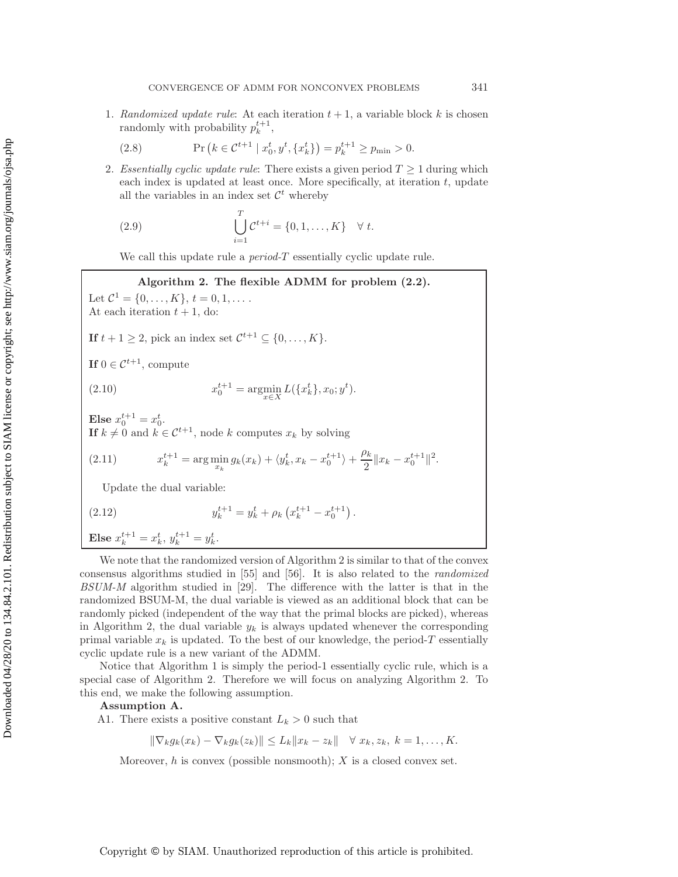1. *Randomized update rule*: At each iteration $t+1$, a variable block $k$ is chosen randomly with probability $p_k^{t+1}$,

$$\Pr\left(k \in \mathcal{C}^{t+1} \mid x_0^t, y^t, \{x_k^t\}\right) = p_k^{t+1} \geq p_{\min} > 0. \tag{2.8}$$

2. *Essentially cyclic update rule*: There exists a given period $T \geq 1$ during which each index is updated at least once. More specifically, at iteration $t$, update all the variables in an index set $\mathcal{C}^t$ whereby

$$\bigcup_{i=1}^{T} \mathcal{C}^{t+i} = \{0, 1, \ldots, K\} \quad \forall\ t. \tag{2.9}$$

   We call this update rule a *period-T* essentially cyclic update rule.

---

**Algorithm 2. The flexible ADMM for problem (2.2).**

Let $\mathcal{C}^1 = \{0, \ldots, K\}$, $t = 0, 1, \ldots$.
At each iteration $t+1$, do:

**If** $t+1 \geq 2$, pick an index set $\mathcal{C}^{t+1} \subseteq \{0, \ldots, K\}$.

**If** $0 \in \mathcal{C}^{t+1}$, compute

$$x_0^{t+1} = \underset{x \in X}{\operatorname{argmin}}\, L(\{x_k^t\}, x_0; y^t). \tag{2.10}$$

**Else** $x_0^{t+1} = x_0^t$.
**If** $k \neq 0$ and $k \in \mathcal{C}^{t+1}$, node $k$ computes $x_k$ by solving

$$x_k^{t+1} = \arg\min_{x_k} g_k(x_k) + \langle y_k^t, x_k - x_0^{t+1} \rangle + \frac{\rho_k}{2}\|x_k - x_0^{t+1}\|^2. \tag{2.11}$$

Update the dual variable:

$$y_k^{t+1} = y_k^t + \rho_k\left(x_k^{t+1} - x_0^{t+1}\right). \tag{2.12}$$

**Else** $x_k^{t+1} = x_k^t$, $y_k^{t+1} = y_k^t$.

---

We note that the randomized version of Algorithm 2 is similar to that of the convex consensus algorithms studied in [55] and [56]. It is also related to the *randomized BSUM-M* algorithm studied in [29]. The difference with the latter is that in the randomized BSUM-M, the dual variable is viewed as an additional block that can be randomly picked (independent of the way that the primal blocks are picked), whereas in Algorithm 2, the dual variable $y_k$ is always updated whenever the corresponding primal variable $x_k$ is updated. To the best of our knowledge, the period-$T$ essentially cyclic update rule is a new variant of the ADMM.

Notice that Algorithm 1 is simply the period-1 essentially cyclic rule, which is a special case of Algorithm 2. Therefore we will focus on analyzing Algorithm 2. To this end, we make the following assumption.

**Assumption A.**

A1. There exists a positive constant $L_k > 0$ such that

$$\|\nabla_k g_k(x_k) - \nabla_k g_k(z_k)\| \leq L_k \|x_k - z_k\| \quad \forall\ x_k, z_k,\ k = 1, \ldots, K.$$

Moreover, $h$ is convex (possible nonsmooth); $X$ is a closed convex set.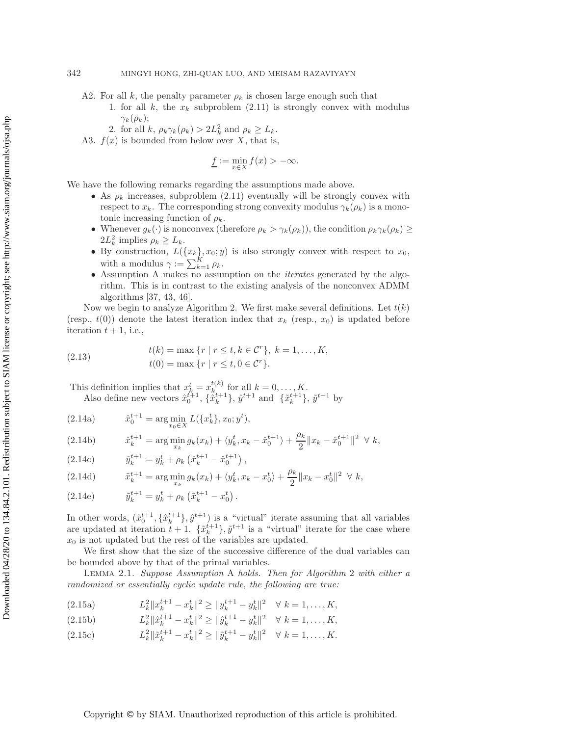A2. For all $k$, the penalty parameter $\rho_k$ is chosen large enough such that
   1. for all $k$, the $x_k$ subproblem (2.11) is strongly convex with modulus $\gamma_k(\rho_k)$;
   2. for all $k$, $\rho_k \gamma_k(\rho_k) > 2L_k^2$ and $\rho_k \geq L_k$.

A3. $f(x)$ is bounded from below over $X$, that is,

$$\underline{f} := \min_{x \in X} f(x) > -\infty.$$

We have the following remarks regarding the assumptions made above.

- As $\rho_k$ increases, subproblem (2.11) eventually will be strongly convex with respect to $x_k$. The corresponding strong convexity modulus $\gamma_k(\rho_k)$ is a monotonic increasing function of $\rho_k$.
- Whenever $g_k(\cdot)$ is nonconvex (therefore $\rho_k > \gamma_k(\rho_k)$), the condition $\rho_k \gamma_k(\rho_k) \geq 2L_k^2$ implies $\rho_k \geq L_k$.
- By construction, $L(\{x_k\}, x_0; y)$ is also strongly convex with respect to $x_0$, with a modulus $\gamma := \sum_{k=1}^{K} \rho_k$.
- Assumption A makes no assumption on the *iterates* generated by the algorithm. This is in contrast to the existing analysis of the nonconvex ADMM algorithms [37, 43, 46].

Now we begin to analyze Algorithm 2. We first make several definitions. Let $t(k)$ (resp., $t(0)$) denote the latest iteration index that $x_k$ (resp., $x_0$) is updated before iteration $t+1$, i.e.,

$$\begin{aligned} t(k) &= \max\{r \mid r \leq t, k \in \mathcal{C}^r\},\ k = 1, \ldots, K, \\ t(0) &= \max\{r \mid r \leq t, 0 \in \mathcal{C}^r\}. \end{aligned} \tag{2.13}$$

This definition implies that $x_k^t = x_k^{t(k)}$ for all $k = 0, \ldots, K$.

Also define new vectors $\hat{x}_0^{t+1}$, $\{\hat{x}_k^{t+1}\}$, $\hat{y}^{t+1}$ and $\{\tilde{x}_k^{t+1}\}$, $\tilde{y}^{t+1}$ by

$$\hat{x}_0^{t+1} = \arg\min_{x_0 \in X} L(\{x_k^t\}, x_0; y^t), \tag{2.14a}$$

$$\hat{x}_k^{t+1} = \arg\min_{x_k} g_k(x_k) + \langle y_k^t, x_k - \hat{x}_0^{t+1} \rangle + \frac{\rho_k}{2}\|x_k - \hat{x}_0^{t+1}\|^2 \ \ \forall\ k, \tag{2.14b}$$

$$\hat{y}_k^{t+1} = y_k^t + \rho_k \left(\hat{x}_k^{t+1} - \hat{x}_0^{t+1}\right), \tag{2.14c}$$

$$\tilde{x}_k^{t+1} = \arg\min_{x_k} g_k(x_k) + \langle y_k^t, x_k - x_0^t \rangle + \frac{\rho_k}{2}\|x_k - x_0^t\|^2 \ \ \forall\ k, \tag{2.14d}$$

$$\tilde{y}_k^{t+1} = y_k^t + \rho_k \left(\tilde{x}_k^{t+1} - x_0^t\right). \tag{2.14e}$$

In other words, $(\hat{x}_0^{t+1}, \{\hat{x}_k^{t+1}\}, \hat{y}^{t+1})$ is a "virtual" iterate assuming that all variables are updated at iteration $t+1$. $\{\tilde{x}_k^{t+1}\}, \tilde{y}^{t+1}$ is a "virtual" iterate for the case where $x_0$ is not updated but the rest of the variables are updated.

We first show that the size of the successive difference of the dual variables can be bounded above by that of the primal variables.

LEMMA 2.1. *Suppose Assumption* A *holds. Then for Algorithm* 2 *with either a randomized or essentially cyclic update rule, the following are true:*

$$L_k^2 \|x_k^{t+1} - x_k^t\|^2 \geq \|y_k^{t+1} - y_k^t\|^2 \quad \forall\ k = 1, \ldots, K, \tag{2.15a}$$

$$L_k^2 \|\hat{x}_k^{t+1} - x_k^t\|^2 \geq \|\hat{y}_k^{t+1} - y_k^t\|^2 \quad \forall\ k = 1, \ldots, K, \tag{2.15b}$$

$$L_k^2 \|\tilde{x}_k^{t+1} - x_k^t\|^2 \geq \|\tilde{y}_k^{t+1} - y_k^t\|^2 \quad \forall\ k = 1, \ldots, K. \tag{2.15c}$$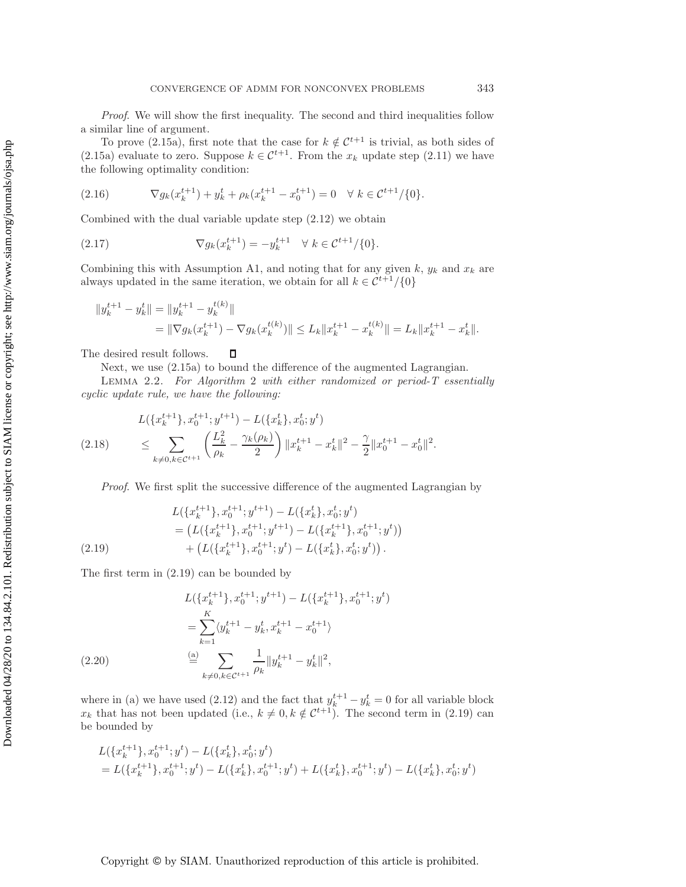*Proof*. We will show the first inequality. The second and third inequalities follow a similar line of argument.

To prove (2.15a), first note that the case for $k \notin \mathcal{C}^{t+1}$ is trivial, as both sides of (2.15a) evaluate to zero. Suppose $k \in \mathcal{C}^{t+1}$. From the $x_k$ update step (2.11) we have the following optimality condition:

$$\nabla g_k(x_k^{t+1}) + y_k^t + \rho_k(x_k^{t+1} - x_0^{t+1}) = 0 \quad \forall\, k \in \mathcal{C}^{t+1}/\{0\}. \tag{2.16}$$

Combined with the dual variable update step (2.12) we obtain

$$\nabla g_k(x_k^{t+1}) = -y_k^{t+1} \quad \forall\, k \in \mathcal{C}^{t+1}/\{0\}. \tag{2.17}$$

Combining this with Assumption A1, and noting that for any given $k$, $y_k$ and $x_k$ are always updated in the same iteration, we obtain for all $k \in \mathcal{C}^{t+1}/\{0\}$

$$\begin{aligned}
\|y_k^{t+1} - y_k^t\| &= \|y_k^{t+1} - y_k^{t(k)}\| \\
&= \|\nabla g_k(x_k^{t+1}) - \nabla g_k(x_k^{t(k)})\| \le L_k\|x_k^{t+1} - x_k^{t(k)}\| = L_k\|x_k^{t+1} - x_k^t\|.
\end{aligned}$$

The desired result follows. ∎

Next, we use (2.15a) to bound the difference of the augmented Lagrangian.

Lemma 2.2. *For Algorithm* 2 *with either randomized or period-$T$ essentially cyclic update rule, we have the following:*

$$\begin{aligned}
&L(\{x_k^{t+1}\}, x_0^{t+1}; y^{t+1}) - L(\{x_k^t\}, x_0^t; y^t) \\
&\quad \le \sum_{k\neq 0, k\in\mathcal{C}^{t+1}} \left(\frac{L_k^2}{\rho_k} - \frac{\gamma_k(\rho_k)}{2}\right)\|x_k^{t+1} - x_k^t\|^2 - \frac{\gamma}{2}\|x_0^{t+1} - x_0^t\|^2.
\end{aligned} \tag{2.18}$$

*Proof*. We first split the successive difference of the augmented Lagrangian by

$$\begin{aligned}
&L(\{x_k^{t+1}\}, x_0^{t+1}; y^{t+1}) - L(\{x_k^t\}, x_0^t; y^t) \\
&\quad = \left(L(\{x_k^{t+1}\}, x_0^{t+1}; y^{t+1}) - L(\{x_k^{t+1}\}, x_0^{t+1}; y^t)\right) \\
&\qquad + \left(L(\{x_k^{t+1}\}, x_0^{t+1}; y^t) - L(\{x_k^t\}, x_0^t; y^t)\right).
\end{aligned} \tag{2.19}$$

The first term in (2.19) can be bounded by

$$\begin{aligned}
&L(\{x_k^{t+1}\}, x_0^{t+1}; y^{t+1}) - L(\{x_k^{t+1}\}, x_0^{t+1}; y^t) \\
&\quad = \sum_{k=1}^{K} \langle y_k^{t+1} - y_k^t, x_k^{t+1} - x_0^{t+1}\rangle \\
&\quad \overset{\text{(a)}}{=} \sum_{k\neq 0, k\in\mathcal{C}^{t+1}} \frac{1}{\rho_k}\|y_k^{t+1} - y_k^t\|^2,
\end{aligned} \tag{2.20}$$

where in (a) we have used (2.12) and the fact that $y_k^{t+1} - y_k^t = 0$ for all variable block $x_k$ that has not been updated (i.e., $k \neq 0, k \notin \mathcal{C}^{t+1}$). The second term in (2.19) can be bounded by

$$\begin{aligned}
&L(\{x_k^{t+1}\}, x_0^{t+1}; y^t) - L(\{x_k^t\}, x_0^t; y^t) \\
&= L(\{x_k^{t+1}\}, x_0^{t+1}; y^t) - L(\{x_k^t\}, x_0^{t+1}; y^t) + L(\{x_k^t\}, x_0^{t+1}; y^t) - L(\{x_k^t\}, x_0^t; y^t)
\end{aligned}$$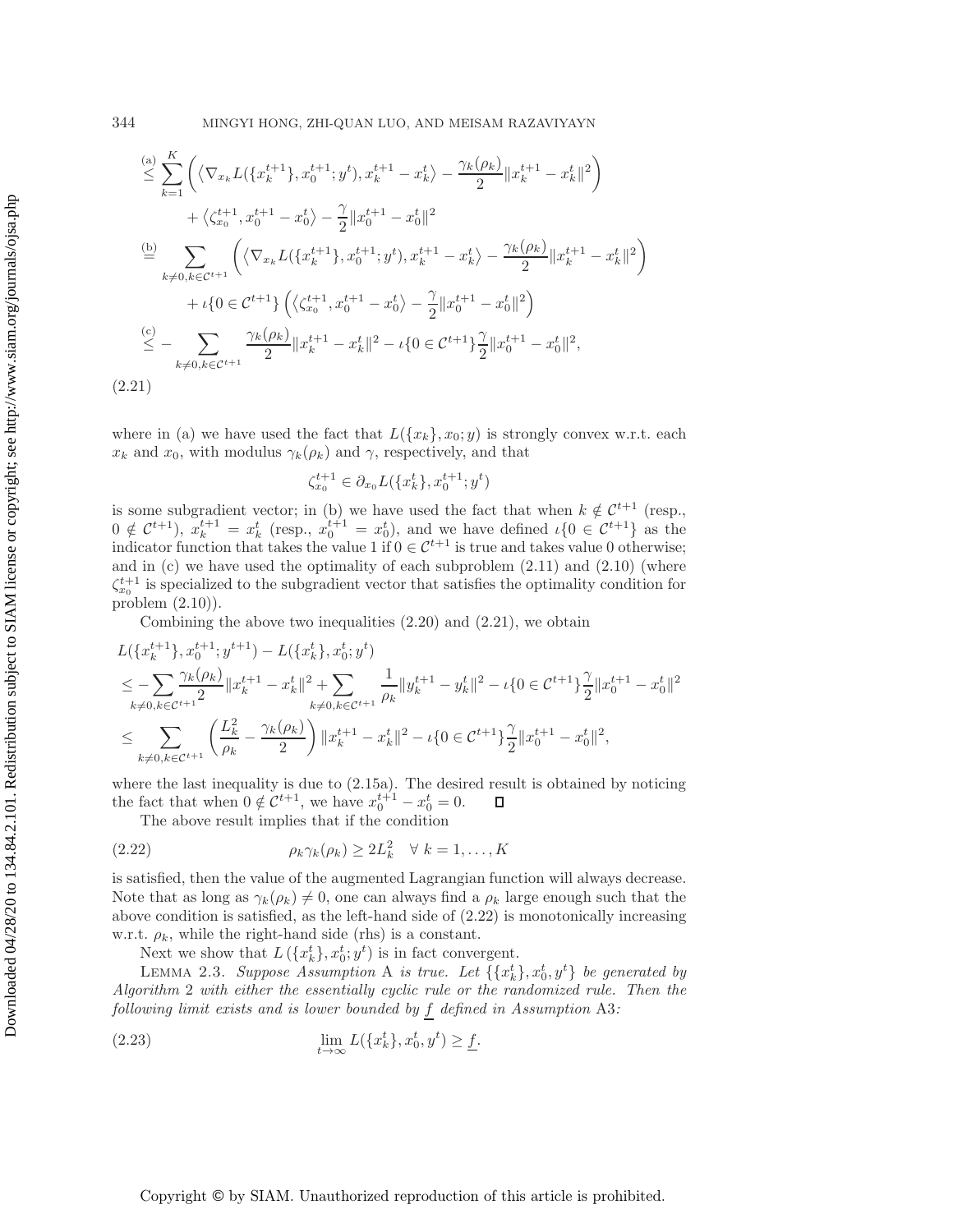$$
\begin{aligned}
&\overset{\text{(a)}}{\leq} \sum_{k=1}^{K} \left( \left\langle \nabla_{x_k} L(\{x_k^{t+1}\}, x_0^{t+1}; y^t), x_k^{t+1} - x_k^t \right\rangle - \frac{\gamma_k(\rho_k)}{2} \|x_k^{t+1} - x_k^t\|^2 \right) \\
&\quad + \left\langle \zeta_{x_0}^{t+1}, x_0^{t+1} - x_0^t \right\rangle - \frac{\gamma}{2} \|x_0^{t+1} - x_0^t\|^2 \\
&\overset{\text{(b)}}{=} \sum_{k \neq 0, k \in \mathcal{C}^{t+1}} \left( \left\langle \nabla_{x_k} L(\{x_k^{t+1}\}, x_0^{t+1}; y^t), x_k^{t+1} - x_k^t \right\rangle - \frac{\gamma_k(\rho_k)}{2} \|x_k^{t+1} - x_k^t\|^2 \right) \\
&\quad + \iota\{0 \in \mathcal{C}^{t+1}\} \left( \left\langle \zeta_{x_0}^{t+1}, x_0^{t+1} - x_0^t \right\rangle - \frac{\gamma}{2} \|x_0^{t+1} - x_0^t\|^2 \right) \\
&\overset{\text{(c)}}{\leq} - \sum_{k \neq 0, k \in \mathcal{C}^{t+1}} \frac{\gamma_k(\rho_k)}{2} \|x_k^{t+1} - x_k^t\|^2 - \iota\{0 \in \mathcal{C}^{t+1}\} \frac{\gamma}{2} \|x_0^{t+1} - x_0^t\|^2,
\end{aligned} \tag{2.21}
$$

where in (a) we have used the fact that $L(\{x_k\}, x_0; y)$ is strongly convex w.r.t. each $x_k$ and $x_0$, with modulus $\gamma_k(\rho_k)$ and $\gamma$, respectively, and that

$$
\zeta_{x_0}^{t+1} \in \partial_{x_0} L(\{x_k^t\}, x_0^{t+1}; y^t)
$$

is some subgradient vector; in (b) we have used the fact that when $k \notin \mathcal{C}^{t+1}$ (resp., $0 \notin \mathcal{C}^{t+1}$), $x_k^{t+1} = x_k^t$ (resp., $x_0^{t+1} = x_0^t$), and we have defined $\iota\{0 \in \mathcal{C}^{t+1}\}$ as the indicator function that takes the value 1 if $0 \in \mathcal{C}^{t+1}$ is true and takes value 0 otherwise; and in (c) we have used the optimality of each subproblem (2.11) and (2.10) (where $\zeta_{x_0}^{t+1}$ is specialized to the subgradient vector that satisfies the optimality condition for problem (2.10)).

Combining the above two inequalities (2.20) and (2.21), we obtain

$$
\begin{aligned}
&L(\{x_k^{t+1}\}, x_0^{t+1}; y^{t+1}) - L(\{x_k^t\}, x_0^t; y^t) \\
&\leq -\sum_{k \neq 0, k \in \mathcal{C}^{t+1}} \frac{\gamma_k(\rho_k)}{2} \|x_k^{t+1} - x_k^t\|^2 + \sum_{k \neq 0, k \in \mathcal{C}^{t+1}} \frac{1}{\rho_k} \|y_k^{t+1} - y_k^t\|^2 - \iota\{0 \in \mathcal{C}^{t+1}\} \frac{\gamma}{2} \|x_0^{t+1} - x_0^t\|^2 \\
&\leq \sum_{k \neq 0, k \in \mathcal{C}^{t+1}} \left( \frac{L_k^2}{\rho_k} - \frac{\gamma_k(\rho_k)}{2} \right) \|x_k^{t+1} - x_k^t\|^2 - \iota\{0 \in \mathcal{C}^{t+1}\} \frac{\gamma}{2} \|x_0^{t+1} - x_0^t\|^2,
\end{aligned}
$$

where the last inequality is due to (2.15a). The desired result is obtained by noticing the fact that when $0 \notin \mathcal{C}^{t+1}$, we have $x_0^{t+1} - x_0^t = 0$. $\square$

The above result implies that if the condition

$$
\rho_k \gamma_k(\rho_k) \geq 2L_k^2 \quad \forall\ k = 1, \ldots, K \tag{2.22}
$$

is satisfied, then the value of the augmented Lagrangian function will always decrease. Note that as long as $\gamma_k(\rho_k) \neq 0$, one can always find a $\rho_k$ large enough such that the above condition is satisfied, as the left-hand side of (2.22) is monotonically increasing w.r.t. $\rho_k$, while the right-hand side (rhs) is a constant.

Next we show that $L(\{x_k^t\}, x_0^t; y^t)$ is in fact convergent.

Lemma 2.3. *Suppose Assumption* A *is true. Let* $\{\{x_k^t\}, x_0^t, y^t\}$ *be generated by Algorithm* 2 *with either the essentially cyclic rule or the randomized rule. Then the following limit exists and is lower bounded by* $\underline{f}$ *defined in Assumption* A3*:*

$$
\lim_{t \to \infty} L(\{x_k^t\}, x_0^t, y^t) \geq \underline{f}. \tag{2.23}
$$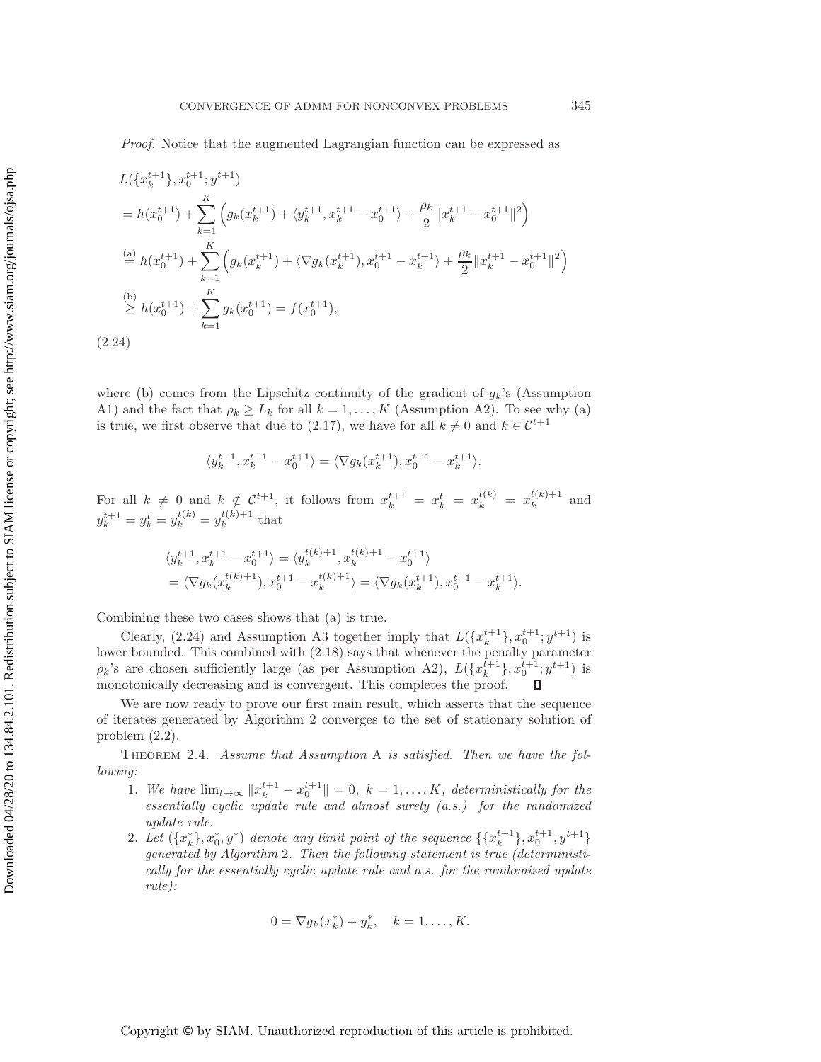*Proof.* Notice that the augmented Lagrangian function can be expressed as

$$
\begin{aligned}
&L(\{x_k^{t+1}\}, x_0^{t+1}; y^{t+1}) \\
&= h(x_0^{t+1}) + \sum_{k=1}^{K} \left( g_k(x_k^{t+1}) + \langle y_k^{t+1}, x_k^{t+1} - x_0^{t+1} \rangle + \frac{\rho_k}{2} \|x_k^{t+1} - x_0^{t+1}\|^2 \right) \\
&\overset{\text{(a)}}{=} h(x_0^{t+1}) + \sum_{k=1}^{K} \left( g_k(x_k^{t+1}) + \langle \nabla g_k(x_k^{t+1}), x_0^{t+1} - x_k^{t+1} \rangle + \frac{\rho_k}{2} \|x_k^{t+1} - x_0^{t+1}\|^2 \right) \\
&\overset{\text{(b)}}{\geq} h(x_0^{t+1}) + \sum_{k=1}^{K} g_k(x_0^{t+1}) = f(x_0^{t+1}),
\end{aligned} \tag{2.24}
$$

where (b) comes from the Lipschitz continuity of the gradient of $g_k$'s (Assumption A1) and the fact that $\rho_k \geq L_k$ for all $k = 1, \ldots, K$ (Assumption A2). To see why (a) is true, we first observe that due to (2.17), we have for all $k \neq 0$ and $k \in \mathcal{C}^{t+1}$

$$
\langle y_k^{t+1}, x_k^{t+1} - x_0^{t+1} \rangle = \langle \nabla g_k(x_k^{t+1}), x_0^{t+1} - x_k^{t+1} \rangle.
$$

For all $k \neq 0$ and $k \notin \mathcal{C}^{t+1}$, it follows from $x_k^{t+1} = x_k^t = x_k^{t(k)} = x_k^{t(k)+1}$ and $y_k^{t+1} = y_k^t = y_k^{t(k)} = y_k^{t(k)+1}$ that

$$
\begin{aligned}
&\langle y_k^{t+1}, x_k^{t+1} - x_0^{t+1} \rangle = \langle y_k^{t(k)+1}, x_k^{t(k)+1} - x_0^{t+1} \rangle \\
&= \langle \nabla g_k(x_k^{t(k)+1}), x_0^{t+1} - x_k^{t(k)+1} \rangle = \langle \nabla g_k(x_k^{t+1}), x_0^{t+1} - x_k^{t+1} \rangle.
\end{aligned}
$$

Combining these two cases shows that (a) is true.

Clearly, (2.24) and Assumption A3 together imply that $L(\{x_k^{t+1}\}, x_0^{t+1}; y^{t+1})$ is lower bounded. This combined with (2.18) says that whenever the penalty parameter $\rho_k$'s are chosen sufficiently large (as per Assumption A2), $L(\{x_k^{t+1}\}, x_0^{t+1}; y^{t+1})$ is monotonically decreasing and is convergent. This completes the proof. ∎

We are now ready to prove our first main result, which asserts that the sequence of iterates generated by Algorithm 2 converges to the set of stationary solution of problem (2.2).

Theorem 2.4. *Assume that Assumption* A *is satisfied. Then we have the following:*

1. *We have* $\lim_{t\to\infty} \|x_k^{t+1} - x_0^{t+1}\| = 0$, $k = 1, \ldots, K$, *deterministically for the essentially cyclic update rule and almost surely (a.s.) for the randomized update rule.*
2. *Let* $(\{x_k^*\}, x_0^*, y^*)$ *denote any limit point of the sequence* $\{\{x_k^{t+1}\}, x_0^{t+1}, y^{t+1}\}$ *generated by Algorithm* 2. *Then the following statement is true (deterministically for the essentially cyclic update rule and a.s. for the randomized update rule):*

$$
0 = \nabla g_k(x_k^*) + y_k^*, \quad k = 1, \ldots, K.
$$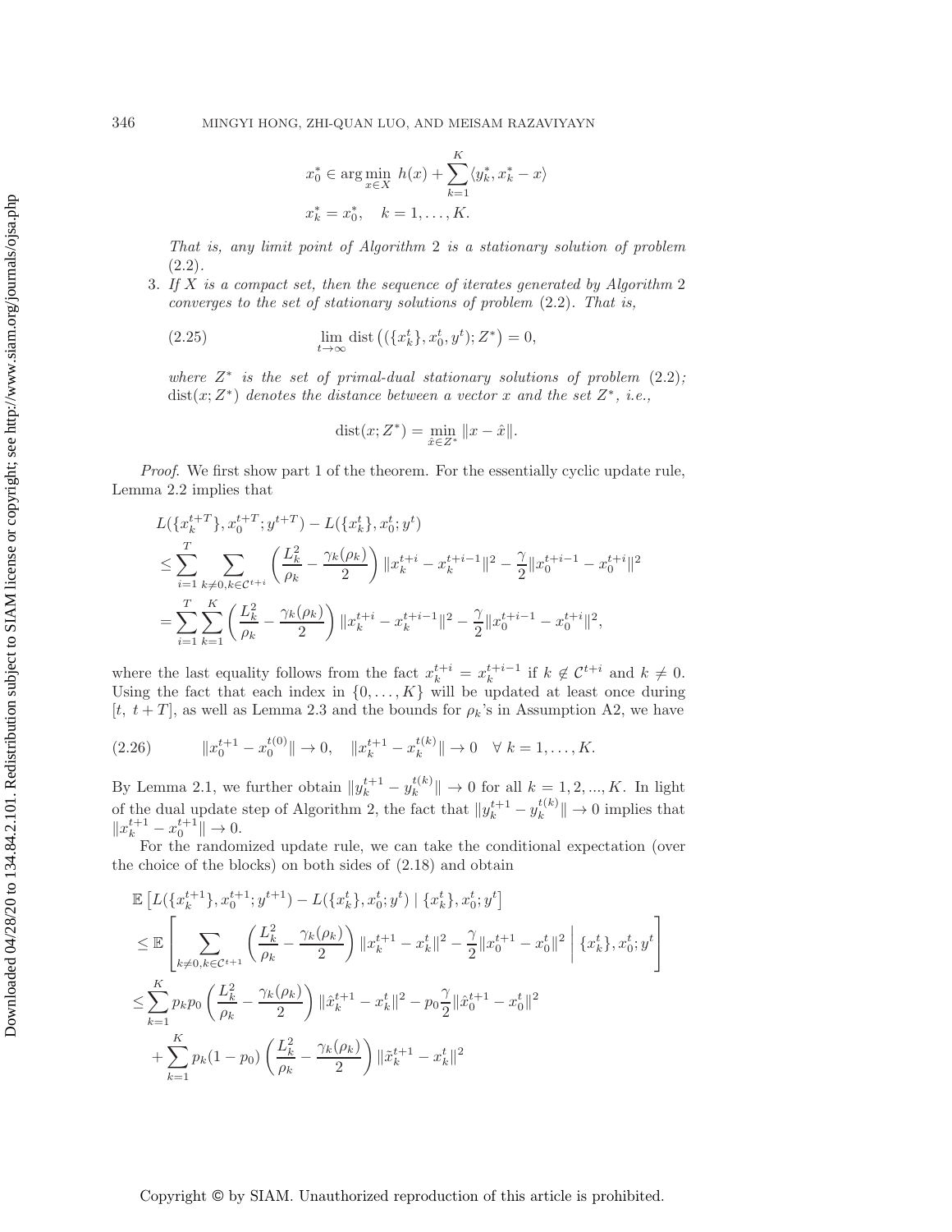$$x_0^* \in \arg\min_{x\in X}\ h(x) + \sum_{k=1}^{K}\langle y_k^*, x_k^* - x\rangle$$

$$x_k^* = x_0^*, \quad k = 1,\ldots,K.$$

*That is, any limit point of Algorithm 2 is a stationary solution of problem (2.2).*

3. *If $X$ is a compact set, then the sequence of iterates generated by Algorithm 2 converges to the set of stationary solutions of problem (2.2). That is,*

$$\lim_{t\to\infty} \operatorname{dist}\left((\{x_k^t\}, x_0^t, y^t); Z^*\right) = 0, \tag{2.25}$$

*where $Z^*$ is the set of primal-dual stationary solutions of problem (2.2); $\operatorname{dist}(x; Z^*)$ denotes the distance between a vector $x$ and the set $Z^*$, i.e.,*

$$\operatorname{dist}(x; Z^*) = \min_{\hat{x}\in Z^*}\|x - \hat{x}\|.$$

*Proof.* We first show part 1 of the theorem. For the essentially cyclic update rule, Lemma 2.2 implies that

$$\begin{aligned}
&L(\{x_k^{t+T}\}, x_0^{t+T}; y^{t+T}) - L(\{x_k^t\}, x_0^t; y^t)\\
&\le \sum_{i=1}^{T}\sum_{k\neq 0, k\in\mathcal{C}^{t+i}}\left(\frac{L_k^2}{\rho_k} - \frac{\gamma_k(\rho_k)}{2}\right)\|x_k^{t+i} - x_k^{t+i-1}\|^2 - \frac{\gamma}{2}\|x_0^{t+i-1} - x_0^{t+i}\|^2\\
&= \sum_{i=1}^{T}\sum_{k=1}^{K}\left(\frac{L_k^2}{\rho_k} - \frac{\gamma_k(\rho_k)}{2}\right)\|x_k^{t+i} - x_k^{t+i-1}\|^2 - \frac{\gamma}{2}\|x_0^{t+i-1} - x_0^{t+i}\|^2,
\end{aligned}$$

where the last equality follows from the fact $x_k^{t+i} = x_k^{t+i-1}$ if $k \notin \mathcal{C}^{t+i}$ and $k \neq 0$. Using the fact that each index in $\{0,\ldots,K\}$ will be updated at least once during $[t,\ t+T]$, as well as Lemma 2.3 and the bounds for $\rho_k$'s in Assumption A2, we have

$$\|x_0^{t+1} - x_0^{t(0)}\| \to 0, \quad \|x_k^{t+1} - x_k^{t(k)}\| \to 0 \quad \forall\ k = 1,\ldots,K. \tag{2.26}$$

By Lemma 2.1, we further obtain $\|y_k^{t+1} - y_k^{t(k)}\| \to 0$ for all $k = 1,2,...,K$. In light of the dual update step of Algorithm 2, the fact that $\|y_k^{t+1} - y_k^{t(k)}\| \to 0$ implies that $\|x_k^{t+1} - x_0^{t+1}\| \to 0$.

For the randomized update rule, we can take the conditional expectation (over the choice of the blocks) on both sides of (2.18) and obtain

$$\begin{aligned}
&\mathbb{E}\left[L(\{x_k^{t+1}\}, x_0^{t+1}; y^{t+1}) - L(\{x_k^t\}, x_0^t; y^t) \mid \{x_k^t\}, x_0^t; y^t\right]\\
&\le \mathbb{E}\left[\sum_{k\neq 0, k\in\mathcal{C}^{t+1}}\left(\frac{L_k^2}{\rho_k} - \frac{\gamma_k(\rho_k)}{2}\right)\|x_k^{t+1} - x_k^t\|^2 - \frac{\gamma}{2}\|x_0^{t+1} - x_0^t\|^2 \,\middle|\, \{x_k^t\}, x_0^t; y^t\right]\\
&\le \sum_{k=1}^{K} p_k p_0\left(\frac{L_k^2}{\rho_k} - \frac{\gamma_k(\rho_k)}{2}\right)\|\hat{x}_k^{t+1} - x_k^t\|^2 - p_0\frac{\gamma}{2}\|\hat{x}_0^{t+1} - x_0^t\|^2\\
&\quad + \sum_{k=1}^{K} p_k(1-p_0)\left(\frac{L_k^2}{\rho_k} - \frac{\gamma_k(\rho_k)}{2}\right)\|\tilde{x}_k^{t+1} - x_k^t\|^2
\end{aligned}$$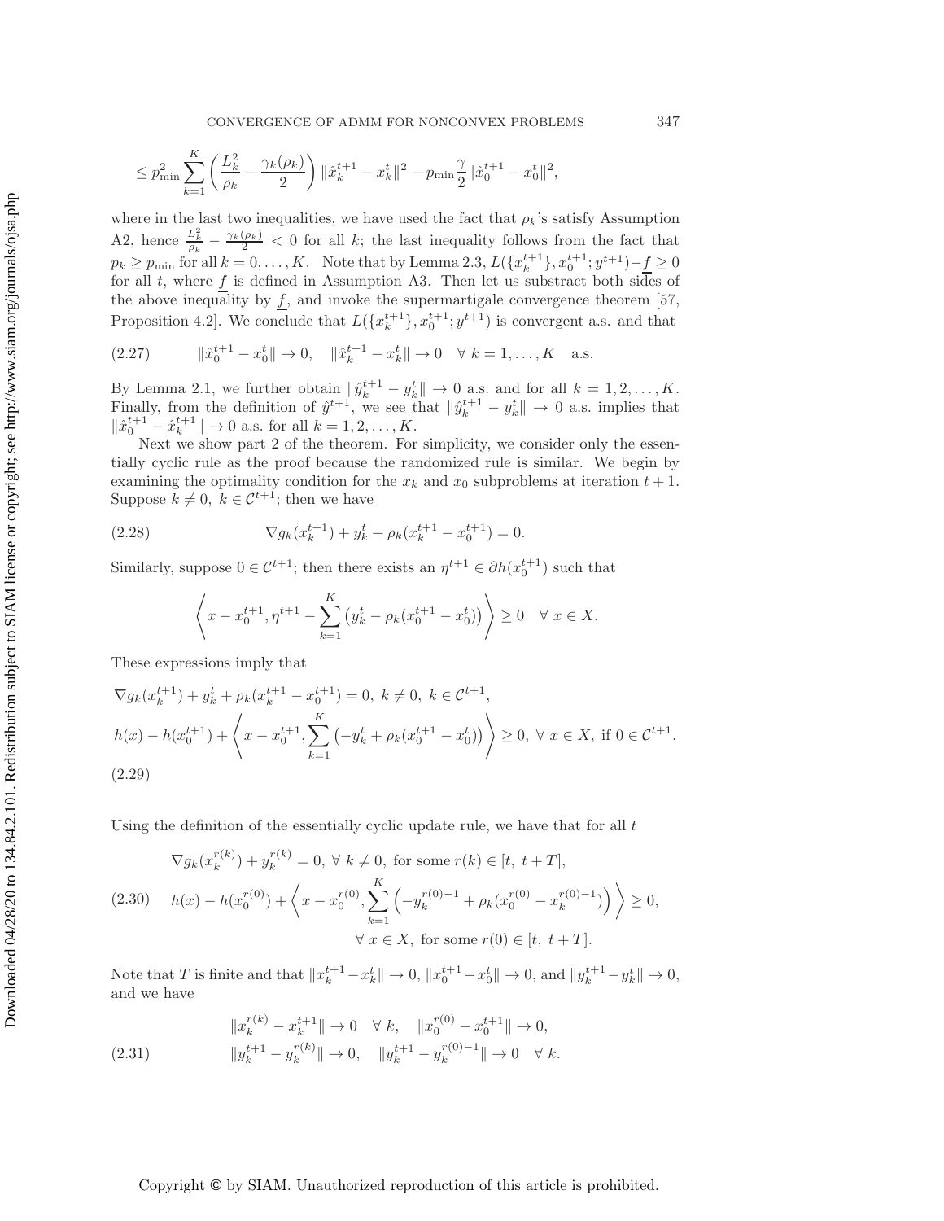$$\leq p_{\min}^2 \sum_{k=1}^{K} \left( \frac{L_k^2}{\rho_k} - \frac{\gamma_k(\rho_k)}{2} \right) \|\hat{x}_k^{t+1} - x_k^t\|^2 - p_{\min} \frac{\gamma}{2} \|\hat{x}_0^{t+1} - x_0^t\|^2,$$

where in the last two inequalities, we have used the fact that $\rho_k$'s satisfy Assumption A2, hence $\frac{L_k^2}{\rho_k} - \frac{\gamma_k(\rho_k)}{2} < 0$ for all $k$; the last inequality follows from the fact that $p_k \geq p_{\min}$ for all $k = 0, \ldots, K$. Note that by Lemma 2.3, $L(\{x_k^{t+1}\}, x_0^{t+1}; y^{t+1}) - \underline{f} \geq 0$ for all $t$, where $\underline{f}$ is defined in Assumption A3. Then let us substract both sides of the above inequality by $\underline{f}$, and invoke the supermartigale convergence theorem [57, Proposition 4.2]. We conclude that $L(\{x_k^{t+1}\}, x_0^{t+1}; y^{t+1})$ is convergent a.s. and that

$$\|\hat{x}_0^{t+1} - x_0^t\| \to 0, \quad \|\hat{x}_k^{t+1} - x_k^t\| \to 0 \quad \forall\ k = 1, \ldots, K \quad \text{a.s.} \tag{2.27}$$

By Lemma 2.1, we further obtain $\|\hat{y}_k^{t+1} - y_k^t\| \to 0$ a.s. and for all $k = 1, 2, \ldots, K$. Finally, from the definition of $\hat{y}^{t+1}$, we see that $\|\hat{y}_k^{t+1} - y_k^t\| \to 0$ a.s. implies that $\|\hat{x}_0^{t+1} - \hat{x}_k^{t+1}\| \to 0$ a.s. for all $k = 1, 2, \ldots, K$.

Next we show part 2 of the theorem. For simplicity, we consider only the essentially cyclic rule as the proof because the randomized rule is similar. We begin by examining the optimality condition for the $x_k$ and $x_0$ subproblems at iteration $t + 1$. Suppose $k \neq 0,\ k \in \mathcal{C}^{t+1}$; then we have

$$\nabla g_k(x_k^{t+1}) + y_k^t + \rho_k(x_k^{t+1} - x_0^{t+1}) = 0. \tag{2.28}$$

Similarly, suppose $0 \in \mathcal{C}^{t+1}$; then there exists an $\eta^{t+1} \in \partial h(x_0^{t+1})$ such that

$$\left\langle x - x_0^{t+1}, \eta^{t+1} - \sum_{k=1}^{K} \left( y_k^t - \rho_k(x_0^{t+1} - x_0^t) \right) \right\rangle \geq 0 \quad \forall\ x \in X.$$

These expressions imply that

$$\begin{aligned}
&\nabla g_k(x_k^{t+1}) + y_k^t + \rho_k(x_k^{t+1} - x_0^{t+1}) = 0,\ k \neq 0,\ k \in \mathcal{C}^{t+1}, \\
&h(x) - h(x_0^{t+1}) + \left\langle x - x_0^{t+1}, \sum_{k=1}^{K} \left( -y_k^t + \rho_k(x_0^{t+1} - x_0^t) \right) \right\rangle \geq 0,\ \forall\ x \in X, \text{ if } 0 \in \mathcal{C}^{t+1}.
\end{aligned} \tag{2.29}$$

Using the definition of the essentially cyclic update rule, we have that for all $t$

$$\begin{aligned}
&\nabla g_k(x_k^{r(k)}) + y_k^{r(k)} = 0,\ \forall\ k \neq 0, \text{ for some } r(k) \in [t,\ t + T], \\
&h(x) - h(x_0^{r(0)}) + \left\langle x - x_0^{r(0)}, \sum_{k=1}^{K} \left( -y_k^{r(0)-1} + \rho_k(x_0^{r(0)} - x_k^{r(0)-1}) \right) \right\rangle \geq 0, \\
&\qquad \forall\ x \in X, \text{ for some } r(0) \in [t,\ t + T].
\end{aligned} \tag{2.30}$$

Note that $T$ is finite and that $\|x_k^{t+1} - x_k^t\| \to 0$, $\|x_0^{t+1} - x_0^t\| \to 0$, and $\|y_k^{t+1} - y_k^t\| \to 0$, and we have

$$\begin{aligned}
&\|x_k^{r(k)} - x_k^{t+1}\| \to 0 \quad \forall\ k, \quad \|x_0^{r(0)} - x_0^{t+1}\| \to 0, \\
&\|y_k^{t+1} - y_k^{r(k)}\| \to 0, \quad \|y_k^{t+1} - y_k^{r(0)-1}\| \to 0 \quad \forall\ k.
\end{aligned} \tag{2.31}$$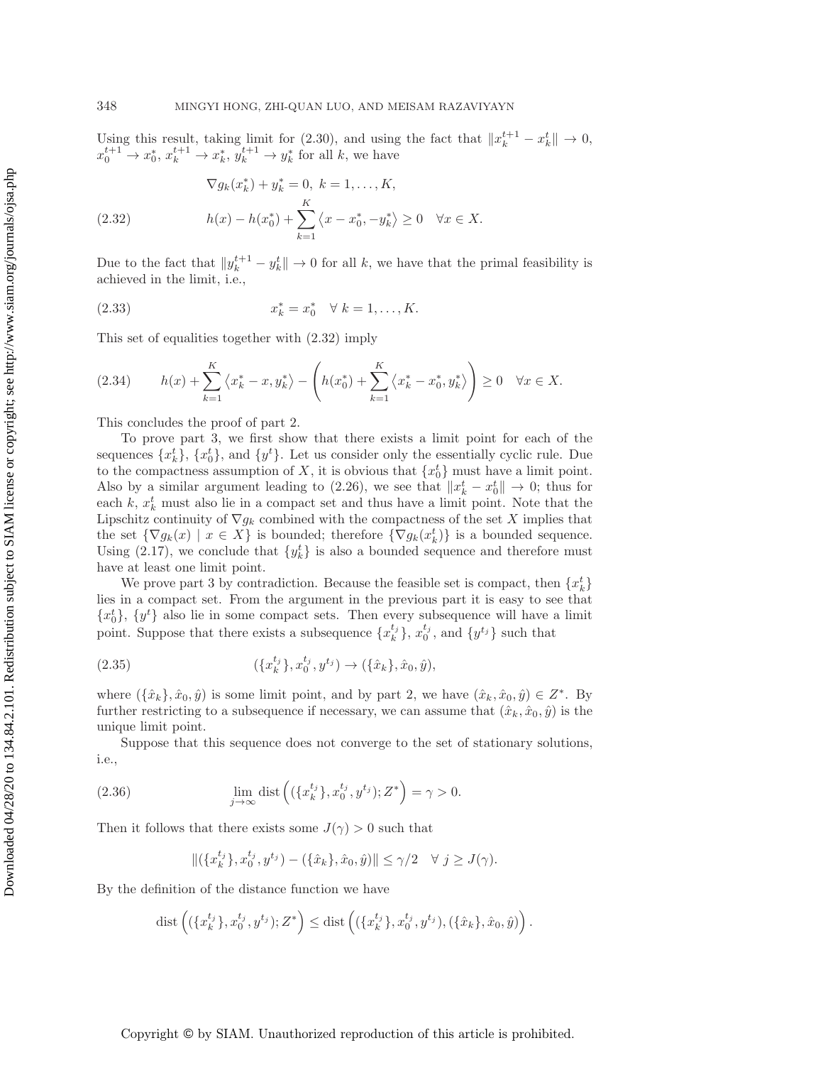Using this result, taking limit for (2.30), and using the fact that $\|x_k^{t+1} - x_k^t\| \to 0$, $x_0^{t+1} \to x_0^*$, $x_k^{t+1} \to x_k^*$, $y_k^{t+1} \to y_k^*$ for all $k$, we have

$$
\begin{aligned}
&\nabla g_k(x_k^*) + y_k^* = 0, \; k = 1, \ldots, K, \\
&h(x) - h(x_0^*) + \sum_{k=1}^{K} \left\langle x - x_0^*, -y_k^* \right\rangle \geq 0 \quad \forall x \in X.
\end{aligned} \tag{2.32}
$$

Due to the fact that $\|y_k^{t+1} - y_k^t\| \to 0$ for all $k$, we have that the primal feasibility is achieved in the limit, i.e.,

$$
x_k^* = x_0^* \quad \forall \; k = 1, \ldots, K. \tag{2.33}
$$

This set of equalities together with (2.32) imply

$$
h(x) + \sum_{k=1}^{K} \left\langle x_k^* - x, y_k^* \right\rangle - \left( h(x_0^*) + \sum_{k=1}^{K} \left\langle x_k^* - x_0^*, y_k^* \right\rangle \right) \geq 0 \quad \forall x \in X. \tag{2.34}
$$

This concludes the proof of part 2.

To prove part 3, we first show that there exists a limit point for each of the sequences $\{x_k^t\}$, $\{x_0^t\}$, and $\{y^t\}$. Let us consider only the essentially cyclic rule. Due to the compactness assumption of $X$, it is obvious that $\{x_0^t\}$ must have a limit point. Also by a similar argument leading to (2.26), we see that $\|x_k^t - x_0^t\| \to 0$; thus for each $k$, $x_k^t$ must also lie in a compact set and thus have a limit point. Note that the Lipschitz continuity of $\nabla g_k$ combined with the compactness of the set $X$ implies that the set $\{\nabla g_k(x) \mid x \in X\}$ is bounded; therefore $\{\nabla g_k(x_k^t)\}$ is a bounded sequence. Using (2.17), we conclude that $\{y_k^t\}$ is also a bounded sequence and therefore must have at least one limit point.

We prove part 3 by contradiction. Because the feasible set is compact, then $\{x_k^t\}$ lies in a compact set. From the argument in the previous part it is easy to see that $\{x_0^t\}$, $\{y^t\}$ also lie in some compact sets. Then every subsequence will have a limit point. Suppose that there exists a subsequence $\{x_k^{t_j}\}$, $x_0^{t_j}$, and $\{y^{t_j}\}$ such that

$$
(\{x_k^{t_j}\}, x_0^{t_j}, y^{t_j}) \to (\{\hat{x}_k\}, \hat{x}_0, \hat{y}), \tag{2.35}
$$

where $(\{\hat{x}_k\}, \hat{x}_0, \hat{y})$ is some limit point, and by part 2, we have $(\hat{x}_k, \hat{x}_0, \hat{y}) \in Z^*$. By further restricting to a subsequence if necessary, we can assume that $(\hat{x}_k, \hat{x}_0, \hat{y})$ is the unique limit point.

Suppose that this sequence does not converge to the set of stationary solutions, i.e.,

$$
\lim_{j \to \infty} \operatorname{dist}\left( (\{x_k^{t_j}\}, x_0^{t_j}, y^{t_j}); Z^* \right) = \gamma > 0. \tag{2.36}
$$

Then it follows that there exists some $J(\gamma) > 0$ such that

$$
\|(\{x_k^{t_j}\}, x_0^{t_j}, y^{t_j}) - (\{\hat{x}_k\}, \hat{x}_0, \hat{y})\| \leq \gamma/2 \quad \forall \; j \geq J(\gamma).
$$

By the definition of the distance function we have

$$
\operatorname{dist}\left( (\{x_k^{t_j}\}, x_0^{t_j}, y^{t_j}); Z^* \right) \leq \operatorname{dist}\left( (\{x_k^{t_j}\}, x_0^{t_j}, y^{t_j}), (\{\hat{x}_k\}, \hat{x}_0, \hat{y}) \right).
$$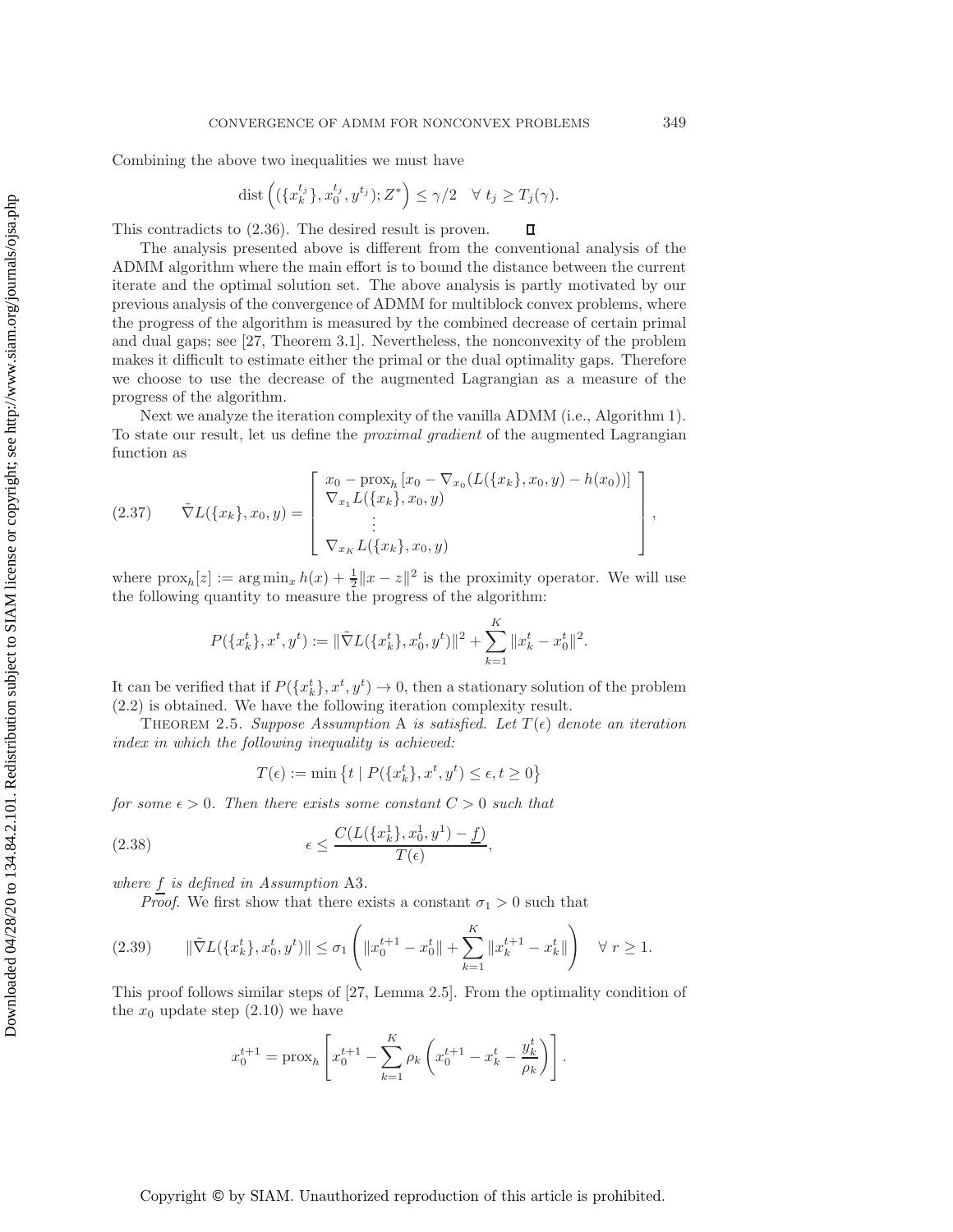Combining the above two inequalities we must have

$$\operatorname{dist}\left((\{x_k^{t_j}\}, x_0^{t_j}, y^{t_j}); Z^*\right) \leq \gamma/2 \quad \forall\ t_j \geq T_j(\gamma).$$

This contradicts to (2.36). The desired result is proven. $\square$

The analysis presented above is different from the conventional analysis of the ADMM algorithm where the main effort is to bound the distance between the current iterate and the optimal solution set. The above analysis is partly motivated by our previous analysis of the convergence of ADMM for multiblock convex problems, where the progress of the algorithm is measured by the combined decrease of certain primal and dual gaps; see [27, Theorem 3.1]. Nevertheless, the nonconvexity of the problem makes it difficult to estimate either the primal or the dual optimality gaps. Therefore we choose to use the decrease of the augmented Lagrangian as a measure of the progress of the algorithm.

Next we analyze the iteration complexity of the vanilla ADMM (i.e., Algorithm 1). To state our result, let us define the *proximal gradient* of the augmented Lagrangian function as

$$\tilde{\nabla} L(\{x_k\}, x_0, y) = \begin{bmatrix} x_0 - \operatorname{prox}_h\left[x_0 - \nabla_{x_0}(L(\{x_k\}, x_0, y) - h(x_0))\right] \\ \nabla_{x_1} L(\{x_k\}, x_0, y) \\ \vdots \\ \nabla_{x_K} L(\{x_k\}, x_0, y) \end{bmatrix}, \tag{2.37}$$

where $\operatorname{prox}_h[z] := \arg\min_x h(x) + \frac{1}{2}\|x - z\|^2$ is the proximity operator. We will use the following quantity to measure the progress of the algorithm:

$$P(\{x_k^t\}, x^t, y^t) := \|\tilde{\nabla} L(\{x_k^t\}, x_0^t, y^t)\|^2 + \sum_{k=1}^{K} \|x_k^t - x_0^t\|^2.$$

It can be verified that if $P(\{x_k^t\}, x^t, y^t) \to 0$, then a stationary solution of the problem (2.2) is obtained. We have the following iteration complexity result.

THEOREM 2.5. *Suppose Assumption* A *is satisfied. Let $T(\epsilon)$ denote an iteration index in which the following inequality is achieved:*

$$T(\epsilon) := \min\left\{t \mid P(\{x_k^t\}, x^t, y^t) \leq \epsilon, t \geq 0\right\}$$

*for some $\epsilon > 0$. Then there exists some constant $C > 0$ such that*

$$\epsilon \leq \frac{C(L(\{x_k^1\}, x_0^1, y^1) - \underline{f})}{T(\epsilon)}, \tag{2.38}$$

*where $\underline{f}$ is defined in Assumption* A3.

*Proof.* We first show that there exists a constant $\sigma_1 > 0$ such that

$$\|\tilde{\nabla} L(\{x_k^t\}, x_0^t, y^t)\| \leq \sigma_1 \left(\|x_0^{t+1} - x_0^t\| + \sum_{k=1}^{K} \|x_k^{t+1} - x_k^t\|\right) \quad \forall\ r \geq 1. \tag{2.39}$$

This proof follows similar steps of [27, Lemma 2.5]. From the optimality condition of the $x_0$ update step (2.10) we have

$$x_0^{t+1} = \operatorname{prox}_h\left[x_0^{t+1} - \sum_{k=1}^{K} \rho_k \left(x_0^{t+1} - x_k^t - \frac{y_k^t}{\rho_k}\right)\right].$$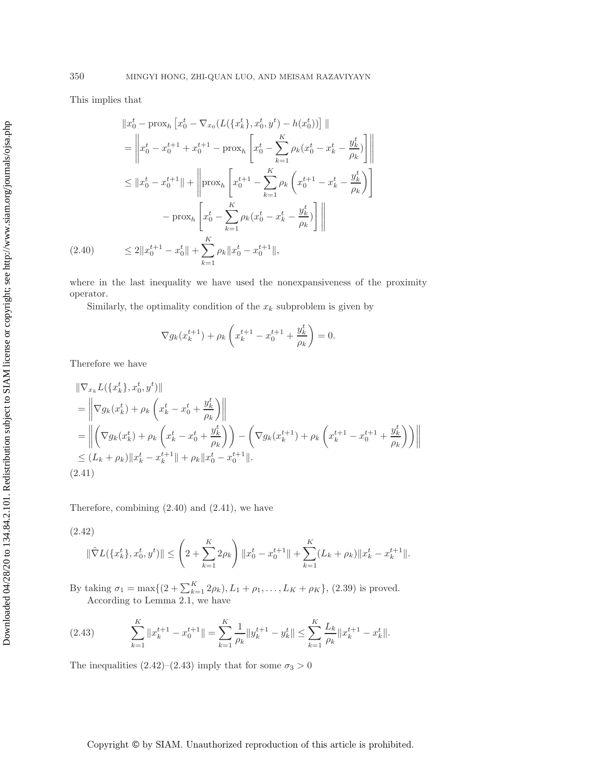This implies that

$$
\begin{aligned}
&\|x_0^t - \operatorname{prox}_h \left[x_0^t - \nabla_{x_0}(L(\{x_k^t\}, x_0^t, y^t) - h(x_0^t))\right] \| \\
&= \left\| x_0^t - x_0^{t+1} + x_0^{t+1} - \operatorname{prox}_h \left[ x_0^t - \sum_{k=1}^K \rho_k (x_0^t - x_k^t - \frac{y_k^t}{\rho_k}) \right] \right\| \\
&\leq \|x_0^t - x_0^{t+1}\| + \left\| \operatorname{prox}_h \left[ x_0^{t+1} - \sum_{k=1}^K \rho_k \left( x_0^{t+1} - x_k^t - \frac{y_k^t}{\rho_k} \right) \right] \right. \\
&\qquad \left. - \operatorname{prox}_h \left[ x_0^t - \sum_{k=1}^K \rho_k (x_0^t - x_k^t - \frac{y_k^t}{\rho_k}) \right] \right\| \\
&\leq 2\|x_0^{t+1} - x_0^t\| + \sum_{k=1}^K \rho_k \|x_0^t - x_0^{t+1}\|,
\end{aligned} \tag{2.40}
$$

where in the last inequality we have used the nonexpansiveness of the proximity operator.

Similarly, the optimality condition of the $x_k$ subproblem is given by

$$
\nabla g_k(x_k^{t+1}) + \rho_k \left( x_k^{t+1} - x_0^{t+1} + \frac{y_k^t}{\rho_k} \right) = 0.
$$

Therefore we have

$$
\begin{aligned}
&\|\nabla_{x_k} L(\{x_k^t\}, x_0^t, y^t)\| \\
&= \left\| \nabla g_k(x_k^t) + \rho_k \left( x_k^t - x_0^t + \frac{y_k^t}{\rho_k} \right) \right\| \\
&= \left\| \left( \nabla g_k(x_k^t) + \rho_k \left( x_k^t - x_0^t + \frac{y_k^t}{\rho_k} \right) \right) - \left( \nabla g_k(x_k^{t+1}) + \rho_k \left( x_k^{t+1} - x_0^{t+1} + \frac{y_k^t}{\rho_k} \right) \right) \right\| \\
&\leq (L_k + \rho_k)\|x_k^t - x_k^{t+1}\| + \rho_k \|x_0^t - x_0^{t+1}\|.
\end{aligned} \tag{2.41}
$$

Therefore, combining (2.40) and (2.41), we have

$$
\|\tilde{\nabla} L(\{x_k^t\}, x_0^t, y^t)\| \leq \left( 2 + \sum_{k=1}^K 2\rho_k \right) \|x_0^t - x_0^{t+1}\| + \sum_{k=1}^K (L_k + \rho_k) \|x_k^t - x_k^{t+1}\|. \tag{2.42}
$$

By taking $\sigma_1 = \max\{(2 + \sum_{k=1}^K 2\rho_k), L_1 + \rho_1, \ldots, L_K + \rho_K\}$, (2.39) is proved.

According to Lemma 2.1, we have

$$
\sum_{k=1}^K \|x_k^{t+1} - x_0^{t+1}\| = \sum_{k=1}^K \frac{1}{\rho_k} \|y_k^{t+1} - y_k^t\| \leq \sum_{k=1}^K \frac{L_k}{\rho_k} \|x_k^{t+1} - x_k^t\|. \tag{2.43}
$$

The inequalities (2.42)–(2.43) imply that for some $\sigma_3 > 0$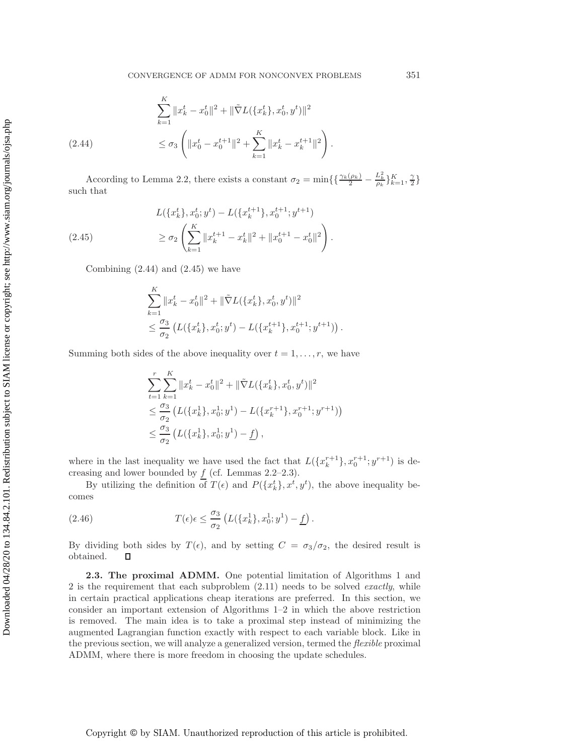$$
\begin{aligned}
&\sum_{k=1}^{K} \|x_k^t - x_0^t\|^2 + \|\tilde{\nabla} L(\{x_k^t\}, x_0^t, y^t)\|^2 \\
&\leq \sigma_3 \left( \|x_0^t - x_0^{t+1}\|^2 + \sum_{k=1}^{K} \|x_k^t - x_k^{t+1}\|^2 \right).
\end{aligned} \tag{2.44}
$$

According to Lemma 2.2, there exists a constant $\sigma_2 = \min\{\{\frac{\gamma_k(\rho_k)}{2} - \frac{L_k^2}{\rho_k}\}_{k=1}^K, \frac{\gamma}{2}\}$ such that

$$
\begin{aligned}
&L(\{x_k^t\}, x_0^t; y^t) - L(\{x_k^{t+1}\}, x_0^{t+1}; y^{t+1}) \\
&\geq \sigma_2 \left( \sum_{k=1}^{K} \|x_k^{t+1} - x_k^t\|^2 + \|x_0^{t+1} - x_0^t\|^2 \right).
\end{aligned} \tag{2.45}
$$

Combining (2.44) and (2.45) we have

$$
\begin{aligned}
&\sum_{k=1}^{K} \|x_k^t - x_0^t\|^2 + \|\tilde{\nabla} L(\{x_k^t\}, x_0^t, y^t)\|^2 \\
&\leq \frac{\sigma_3}{\sigma_2} \left( L(\{x_k^t\}, x_0^t; y^t) - L(\{x_k^{t+1}\}, x_0^{t+1}; y^{t+1}) \right).
\end{aligned}
$$

Summing both sides of the above inequality over $t = 1, \ldots, r$, we have

$$
\begin{aligned}
&\sum_{t=1}^{r} \sum_{k=1}^{K} \|x_k^t - x_0^t\|^2 + \|\tilde{\nabla} L(\{x_k^t\}, x_0^t, y^t)\|^2 \\
&\leq \frac{\sigma_3}{\sigma_2} \left( L(\{x_k^1\}, x_0^1; y^1) - L(\{x_k^{r+1}\}, x_0^{r+1}; y^{r+1}) \right) \\
&\leq \frac{\sigma_3}{\sigma_2} \left( L(\{x_k^1\}, x_0^1; y^1) - \underline{f} \right),
\end{aligned}
$$

where in the last inequality we have used the fact that $L(\{x_k^{r+1}\}, x_0^{r+1}; y^{r+1})$ is decreasing and lower bounded by $\underline{f}$ (cf. Lemmas 2.2–2.3).

By utilizing the definition of $T(\epsilon)$ and $P(\{x_k^t\}, x^t, y^t)$, the above inequality becomes

$$
T(\epsilon)\epsilon \leq \frac{\sigma_3}{\sigma_2} \left( L(\{x_k^1\}, x_0^1; y^1) - \underline{f} \right). \tag{2.46}
$$

By dividing both sides by $T(\epsilon)$, and by setting $C = \sigma_3/\sigma_2$, the desired result is obtained. ∎

**2.3. The proximal ADMM.** One potential limitation of Algorithms 1 and 2 is the requirement that each subproblem (2.11) needs to be solved *exactly*, while in certain practical applications cheap iterations are preferred. In this section, we consider an important extension of Algorithms 1–2 in which the above restriction is removed. The main idea is to take a proximal step instead of minimizing the augmented Lagrangian function exactly with respect to each variable block. Like in the previous section, we will analyze a generalized version, termed the *flexible* proximal ADMM, where there is more freedom in choosing the update schedules.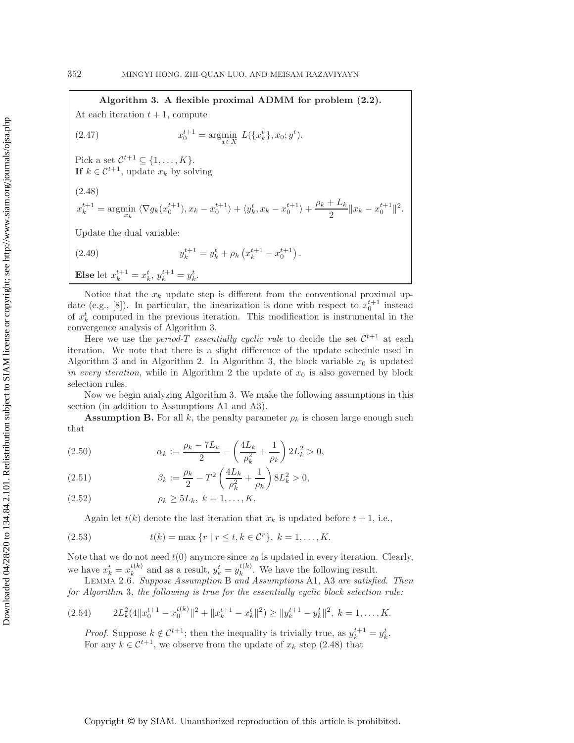**Algorithm 3. A flexible proximal ADMM for problem (2.2).**

At each iteration $t+1$, compute

$$x_0^{t+1} = \operatorname*{argmin}_{x \in X} \; L(\{x_k^t\}, x_0; y^t). \tag{2.47}$$

Pick a set $\mathcal{C}^{t+1} \subseteq \{1, \ldots, K\}$.

**If** $k \in \mathcal{C}^{t+1}$, update $x_k$ by solving

$$x_k^{t+1} = \operatorname*{argmin}_{x_k} \; \langle \nabla g_k(x_0^{t+1}), x_k - x_0^{t+1} \rangle + \langle y_k^t, x_k - x_0^{t+1} \rangle + \frac{\rho_k + L_k}{2} \|x_k - x_0^{t+1}\|^2. \tag{2.48}$$

Update the dual variable:

$$y_k^{t+1} = y_k^t + \rho_k \left( x_k^{t+1} - x_0^{t+1} \right). \tag{2.49}$$

**Else** let $x_k^{t+1} = x_k^t$, $y_k^{t+1} = y_k^t$.

Notice that the $x_k$ update step is different from the conventional proximal update (e.g., [8]). In particular, the linearization is done with respect to $x_0^{t+1}$ instead of $x_k^t$ computed in the previous iteration. This modification is instrumental in the convergence analysis of Algorithm 3.

Here we use the *period-T essentially cyclic rule* to decide the set $\mathcal{C}^{t+1}$ at each iteration. We note that there is a slight difference of the update schedule used in Algorithm 3 and in Algorithm 2. In Algorithm 3, the block variable $x_0$ is updated *in every iteration*, while in Algorithm 2 the update of $x_0$ is also governed by block selection rules.

Now we begin analyzing Algorithm 3. We make the following assumptions in this section (in addition to Assumptions A1 and A3).

**Assumption B.** For all $k$, the penalty parameter $\rho_k$ is chosen large enough such that

$$\alpha_k := \frac{\rho_k - 7L_k}{2} - \left( \frac{4L_k}{\rho_k^2} + \frac{1}{\rho_k} \right) 2L_k^2 > 0, \tag{2.50}$$

$$\beta_k := \frac{\rho_k}{2} - T^2 \left( \frac{4L_k}{\rho_k^2} + \frac{1}{\rho_k} \right) 8L_k^2 > 0, \tag{2.51}$$

$$\rho_k \geq 5L_k, \; k = 1, \ldots, K. \tag{2.52}$$

Again let $t(k)$ denote the last iteration that $x_k$ is updated before $t+1$, i.e.,

$$t(k) = \max \{ r \mid r \leq t, k \in \mathcal{C}^r \}, \; k = 1, \ldots, K. \tag{2.53}$$

Note that we do not need $t(0)$ anymore since $x_0$ is updated in every iteration. Clearly, we have $x_k^t = x_k^{t(k)}$ and as a result, $y_k^t = y_k^{t(k)}$. We have the following result.

Lemma 2.6. *Suppose Assumption* B *and Assumptions* A1, A3 *are satisfied. Then for Algorithm* 3*, the following is true for the essentially cyclic block selection rule:*

$$2L_k^2 (4\|x_0^{t+1} - x_0^{t(k)}\|^2 + \|x_k^{t+1} - x_k^t\|^2) \geq \|y_k^{t+1} - y_k^t\|^2, \; k = 1, \ldots, K. \tag{2.54}$$

*Proof.* Suppose $k \notin \mathcal{C}^{t+1}$; then the inequality is trivially true, as $y_k^{t+1} = y_k^t$.

For any $k \in \mathcal{C}^{t+1}$, we observe from the update of $x_k$ step (2.48) that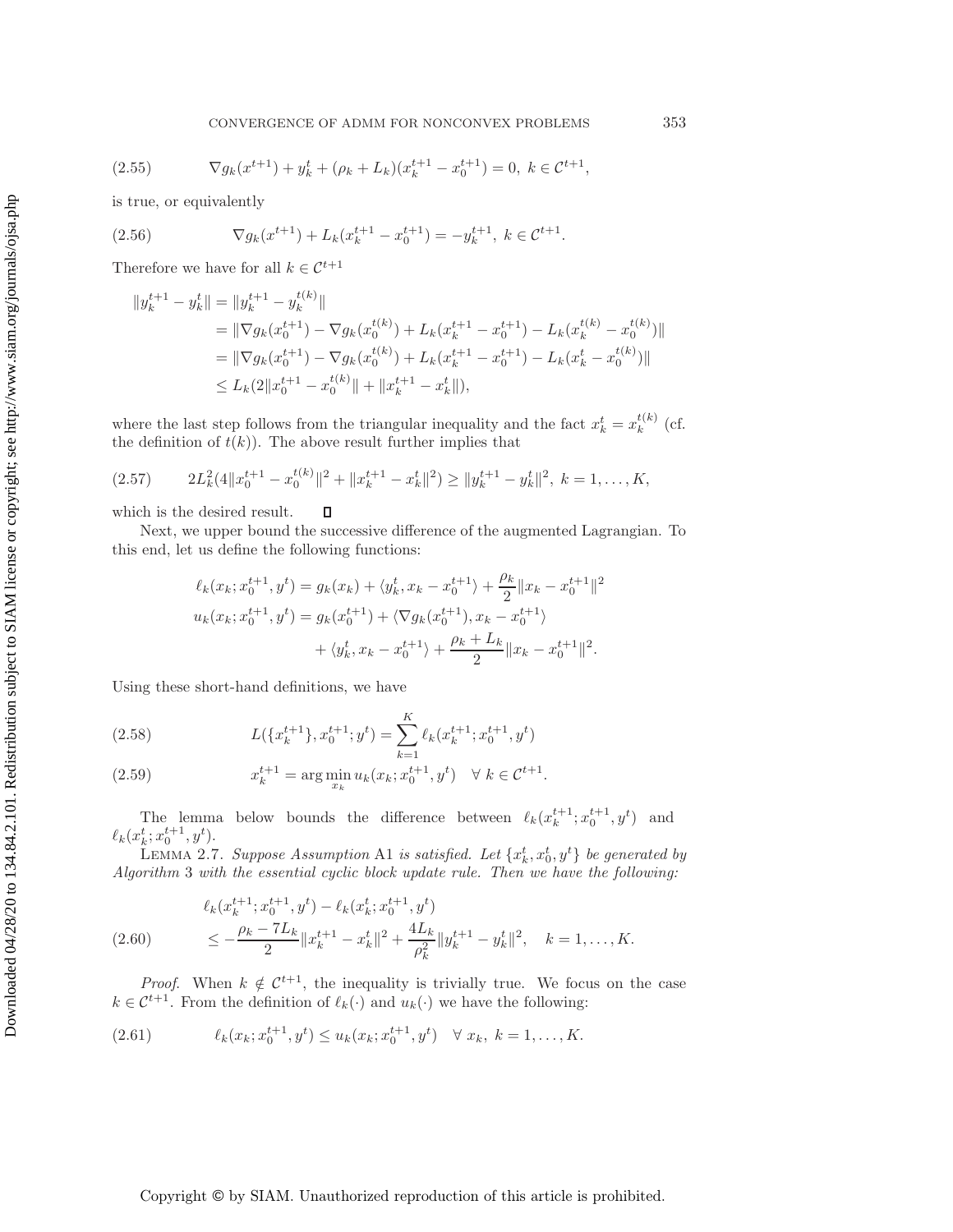$$
\nabla g_k(x^{t+1}) + y_k^t + (\rho_k + L_k)(x_k^{t+1} - x_0^{t+1}) = 0, \; k \in \mathcal{C}^{t+1}, \tag{2.55}
$$

is true, or equivalently

$$
\nabla g_k(x^{t+1}) + L_k(x_k^{t+1} - x_0^{t+1}) = -y_k^{t+1}, \; k \in \mathcal{C}^{t+1}. \tag{2.56}
$$

Therefore we have for all $k \in \mathcal{C}^{t+1}$

$$
\begin{aligned}
\|y_k^{t+1} - y_k^t\| &= \|y_k^{t+1} - y_k^{t(k)}\| \\
&= \|\nabla g_k(x_0^{t+1}) - \nabla g_k(x_0^{t(k)}) + L_k(x_k^{t+1} - x_0^{t+1}) - L_k(x_k^{t(k)} - x_0^{t(k)})\| \\
&= \|\nabla g_k(x_0^{t+1}) - \nabla g_k(x_0^{t(k)}) + L_k(x_k^{t+1} - x_0^{t+1}) - L_k(x_k^{t} - x_0^{t(k)})\| \\
&\le L_k(2\|x_0^{t+1} - x_0^{t(k)}\| + \|x_k^{t+1} - x_k^t\|),
\end{aligned}
$$

where the last step follows from the triangular inequality and the fact $x_k^t = x_k^{t(k)}$ (cf. the definition of $t(k)$). The above result further implies that

$$
2L_k^2(4\|x_0^{t+1} - x_0^{t(k)}\|^2 + \|x_k^{t+1} - x_k^t\|^2) \ge \|y_k^{t+1} - y_k^t\|^2, \; k = 1, \ldots, K, \tag{2.57}
$$

which is the desired result. ∎

Next, we upper bound the successive difference of the augmented Lagrangian. To this end, let us define the following functions:

$$
\begin{aligned}
\ell_k(x_k; x_0^{t+1}, y^t) &= g_k(x_k) + \langle y_k^t, x_k - x_0^{t+1}\rangle + \frac{\rho_k}{2}\|x_k - x_0^{t+1}\|^2 \\
u_k(x_k; x_0^{t+1}, y^t) &= g_k(x_0^{t+1}) + \langle \nabla g_k(x_0^{t+1}), x_k - x_0^{t+1}\rangle \\
&\quad + \langle y_k^t, x_k - x_0^{t+1}\rangle + \frac{\rho_k + L_k}{2}\|x_k - x_0^{t+1}\|^2.
\end{aligned}
$$

Using these short-hand definitions, we have

$$
L(\{x_k^{t+1}\}, x_0^{t+1}; y^t) = \sum_{k=1}^{K} \ell_k(x_k^{t+1}; x_0^{t+1}, y^t) \tag{2.58}
$$

$$
x_k^{t+1} = \arg\min_{x_k} u_k(x_k; x_0^{t+1}, y^t) \quad \forall\; k \in \mathcal{C}^{t+1}. \tag{2.59}
$$

The lemma below bounds the difference between $\ell_k(x_k^{t+1}; x_0^{t+1}, y^t)$ and $\ell_k(x_k^t; x_0^{t+1}, y^t)$.

**Lemma 2.7.** *Suppose Assumption* A1 *is satisfied. Let $\{x_k^t, x_0^t, y^t\}$ be generated by Algorithm* 3 *with the essential cyclic block update rule. Then we have the following:*

$$
\begin{aligned}
&\ell_k(x_k^{t+1}; x_0^{t+1}, y^t) - \ell_k(x_k^t; x_0^{t+1}, y^t) \\
&\quad \le -\frac{\rho_k - 7L_k}{2}\|x_k^{t+1} - x_k^t\|^2 + \frac{4L_k}{\rho_k^2}\|y_k^{t+1} - y_k^t\|^2, \quad k = 1, \ldots, K.
\end{aligned} \tag{2.60}
$$

*Proof.* When $k \notin \mathcal{C}^{t+1}$, the inequality is trivially true. We focus on the case $k \in \mathcal{C}^{t+1}$. From the definition of $\ell_k(\cdot)$ and $u_k(\cdot)$ we have the following:

$$
\ell_k(x_k; x_0^{t+1}, y^t) \le u_k(x_k; x_0^{t+1}, y^t) \quad \forall\; x_k, \; k = 1, \ldots, K. \tag{2.61}
$$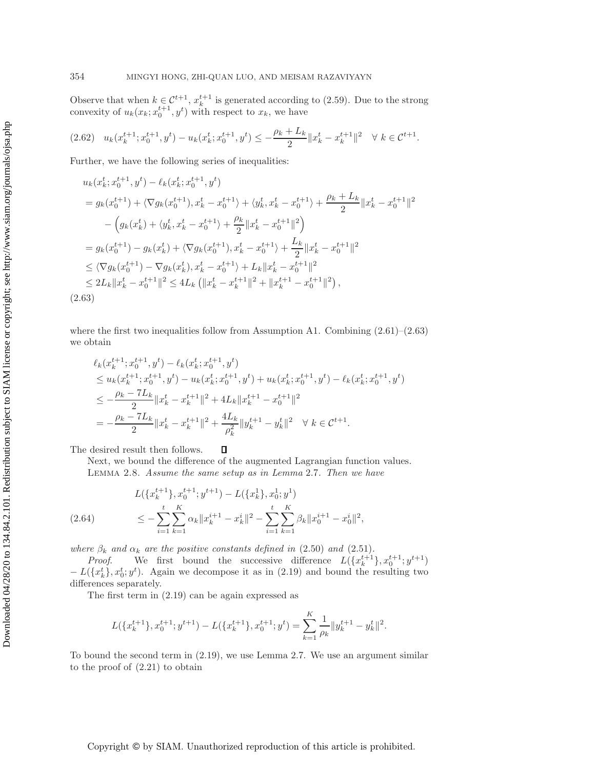Observe that when $k \in \mathcal{C}^{t+1}$, $x_k^{t+1}$ is generated according to (2.59). Due to the strong convexity of $u_k(x_k; x_0^{t+1}, y^t)$ with respect to $x_k$, we have

$$
u_k(x_k^{t+1}; x_0^{t+1}, y^t) - u_k(x_k^t; x_0^{t+1}, y^t) \leq -\frac{\rho_k + L_k}{2}\|x_k^t - x_k^{t+1}\|^2 \quad \forall\ k \in \mathcal{C}^{t+1}. \tag{2.62}
$$

Further, we have the following series of inequalities:

$$
\begin{aligned}
& u_k(x_k^t; x_0^{t+1}, y^t) - \ell_k(x_k^t; x_0^{t+1}, y^t) \\
&= g_k(x_0^{t+1}) + \langle \nabla g_k(x_0^{t+1}), x_k^t - x_0^{t+1}\rangle + \langle y_k^t, x_k^t - x_0^{t+1}\rangle + \frac{\rho_k + L_k}{2}\|x_k^t - x_0^{t+1}\|^2 \\
&\quad - \left(g_k(x_k^t) + \langle y_k^t, x_k^t - x_0^{t+1}\rangle + \frac{\rho_k}{2}\|x_k^t - x_0^{t+1}\|^2\right) \\
&= g_k(x_0^{t+1}) - g_k(x_k^t) + \langle \nabla g_k(x_0^{t+1}), x_k^t - x_0^{t+1}\rangle + \frac{L_k}{2}\|x_k^t - x_0^{t+1}\|^2 \\
&\leq \langle \nabla g_k(x_0^{t+1}) - \nabla g_k(x_k^t), x_k^t - x_0^{t+1}\rangle + L_k\|x_k^t - x_0^{t+1}\|^2 \\
&\leq 2L_k\|x_k^t - x_0^{t+1}\|^2 \leq 4L_k\left(\|x_k^t - x_k^{t+1}\|^2 + \|x_k^{t+1} - x_0^{t+1}\|^2\right),
\end{aligned} \tag{2.63}
$$

where the first two inequalities follow from Assumption A1. Combining (2.61)–(2.63) we obtain

$$
\begin{aligned}
& \ell_k(x_k^{t+1}; x_0^{t+1}, y^t) - \ell_k(x_k^t; x_0^{t+1}, y^t) \\
&\leq u_k(x_k^{t+1}; x_0^{t+1}, y^t) - u_k(x_k^t; x_0^{t+1}, y^t) + u_k(x_k^t; x_0^{t+1}, y^t) - \ell_k(x_k^t; x_0^{t+1}, y^t) \\
&\leq -\frac{\rho_k - 7L_k}{2}\|x_k^t - x_k^{t+1}\|^2 + 4L_k\|x_k^{t+1} - x_0^{t+1}\|^2 \\
&= -\frac{\rho_k - 7L_k}{2}\|x_k^t - x_k^{t+1}\|^2 + \frac{4L_k}{\rho_k^2}\|y_k^{t+1} - y_k^t\|^2 \quad \forall\ k \in \mathcal{C}^{t+1}.
\end{aligned}
$$

The desired result then follows. $\square$

Next, we bound the difference of the augmented Lagrangian function values.

Lemma 2.8. *Assume the same setup as in Lemma* 2.7. *Then we have*

$$
\begin{aligned}
& L(\{x_k^{t+1}\}, x_0^{t+1}; y^{t+1}) - L(\{x_k^1\}, x_0^1; y^1) \\
&\quad \leq -\sum_{i=1}^{t}\sum_{k=1}^{K}\alpha_k\|x_k^{i+1} - x_k^i\|^2 - \sum_{i=1}^{t}\sum_{k=1}^{K}\beta_k\|x_0^{i+1} - x_0^i\|^2,
\end{aligned} \tag{2.64}
$$

*where $\beta_k$ and $\alpha_k$ are the positive constants defined in* (2.50) *and* (2.51).

*Proof.* We first bound the successive difference $L(\{x_k^{t+1}\}, x_0^{t+1}; y^{t+1}) - L(\{x_k^t\}, x_0^t; y^t)$. Again we decompose it as in (2.19) and bound the resulting two differences separately.

The first term in (2.19) can be again expressed as

$$
L(\{x_k^{t+1}\}, x_0^{t+1}; y^{t+1}) - L(\{x_k^{t+1}\}, x_0^{t+1}; y^t) = \sum_{k=1}^{K}\frac{1}{\rho_k}\|y_k^{t+1} - y_k^t\|^2.
$$

To bound the second term in (2.19), we use Lemma 2.7. We use an argument similar to the proof of (2.21) to obtain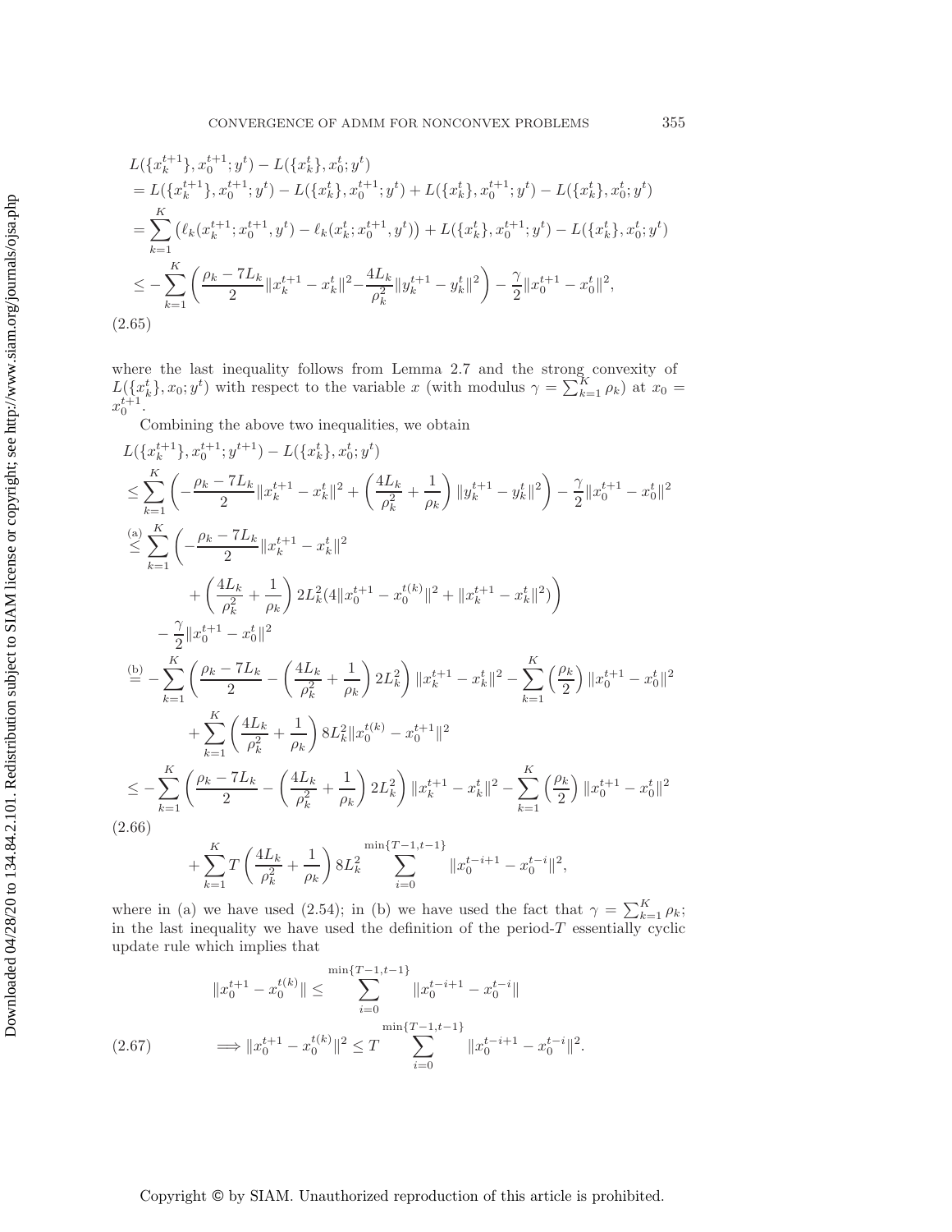$$
\begin{aligned}
&L(\{x_k^{t+1}\}, x_0^{t+1}; y^t) - L(\{x_k^t\}, x_0^t; y^t) \\
&= L(\{x_k^{t+1}\}, x_0^{t+1}; y^t) - L(\{x_k^t\}, x_0^{t+1}; y^t) + L(\{x_k^t\}, x_0^{t+1}; y^t) - L(\{x_k^t\}, x_0^t; y^t) \\
&= \sum_{k=1}^K \left(\ell_k(x_k^{t+1}; x_0^{t+1}, y^t) - \ell_k(x_k^t; x_0^{t+1}, y^t)\right) + L(\{x_k^t\}, x_0^{t+1}; y^t) - L(\{x_k^t\}, x_0^t; y^t) \\
&\leq -\sum_{k=1}^K \left(\frac{\rho_k - 7L_k}{2}\|x_k^{t+1} - x_k^t\|^2 - \frac{4L_k}{\rho_k^2}\|y_k^{t+1} - y_k^t\|^2\right) - \frac{\gamma}{2}\|x_0^{t+1} - x_0^t\|^2,
\end{aligned}
\tag{2.65}
$$

where the last inequality follows from Lemma 2.7 and the strong convexity of $L(\{x_k^t\}, x_0; y^t)$ with respect to the variable $x$ (with modulus $\gamma = \sum_{k=1}^K \rho_k$) at $x_0 = x_0^{t+1}$.

Combining the above two inequalities, we obtain

$$
\begin{aligned}
&L(\{x_k^{t+1}\}, x_0^{t+1}; y^{t+1}) - L(\{x_k^t\}, x_0^t; y^t) \\
&\leq \sum_{k=1}^K \left(-\frac{\rho_k - 7L_k}{2}\|x_k^{t+1} - x_k^t\|^2 + \left(\frac{4L_k}{\rho_k^2} + \frac{1}{\rho_k}\right)\|y_k^{t+1} - y_k^t\|^2\right) - \frac{\gamma}{2}\|x_0^{t+1} - x_0^t\|^2 \\
&\overset{\text{(a)}}{\leq} \sum_{k=1}^K \Bigg(-\frac{\rho_k - 7L_k}{2}\|x_k^{t+1} - x_k^t\|^2 \\
&\qquad + \left(\frac{4L_k}{\rho_k^2} + \frac{1}{\rho_k}\right) 2L_k^2 (4\|x_0^{t+1} - x_0^{t(k)}\|^2 + \|x_k^{t+1} - x_k^t\|^2)\Bigg) \\
&\quad - \frac{\gamma}{2}\|x_0^{t+1} - x_0^t\|^2 \\
&\overset{\text{(b)}}{=} -\sum_{k=1}^K \left(\frac{\rho_k - 7L_k}{2} - \left(\frac{4L_k}{\rho_k^2} + \frac{1}{\rho_k}\right) 2L_k^2\right)\|x_k^{t+1} - x_k^t\|^2 - \sum_{k=1}^K \left(\frac{\rho_k}{2}\right)\|x_0^{t+1} - x_0^t\|^2 \\
&\qquad + \sum_{k=1}^K \left(\frac{4L_k}{\rho_k^2} + \frac{1}{\rho_k}\right) 8L_k^2 \|x_0^{t(k)} - x_0^{t+1}\|^2 \\
&\leq -\sum_{k=1}^K \left(\frac{\rho_k - 7L_k}{2} - \left(\frac{4L_k}{\rho_k^2} + \frac{1}{\rho_k}\right) 2L_k^2\right)\|x_k^{t+1} - x_k^t\|^2 - \sum_{k=1}^K \left(\frac{\rho_k}{2}\right)\|x_0^{t+1} - x_0^t\|^2 \\
&\qquad + \sum_{k=1}^K T \left(\frac{4L_k}{\rho_k^2} + \frac{1}{\rho_k}\right) 8L_k^2 \sum_{i=0}^{\min\{T-1, t-1\}} \|x_0^{t-i+1} - x_0^{t-i}\|^2,
\end{aligned}
\tag{2.66}
$$

where in (a) we have used (2.54); in (b) we have used the fact that $\gamma = \sum_{k=1}^K \rho_k$; in the last inequality we have used the definition of the period-$T$ essentially cyclic update rule which implies that

$$
\begin{aligned}
&\|x_0^{t+1} - x_0^{t(k)}\| \leq \sum_{i=0}^{\min\{T-1, t-1\}} \|x_0^{t-i+1} - x_0^{t-i}\| \\
&\Longrightarrow \|x_0^{t+1} - x_0^{t(k)}\|^2 \leq T \sum_{i=0}^{\min\{T-1, t-1\}} \|x_0^{t-i+1} - x_0^{t-i}\|^2.
\end{aligned}
\tag{2.67}
$$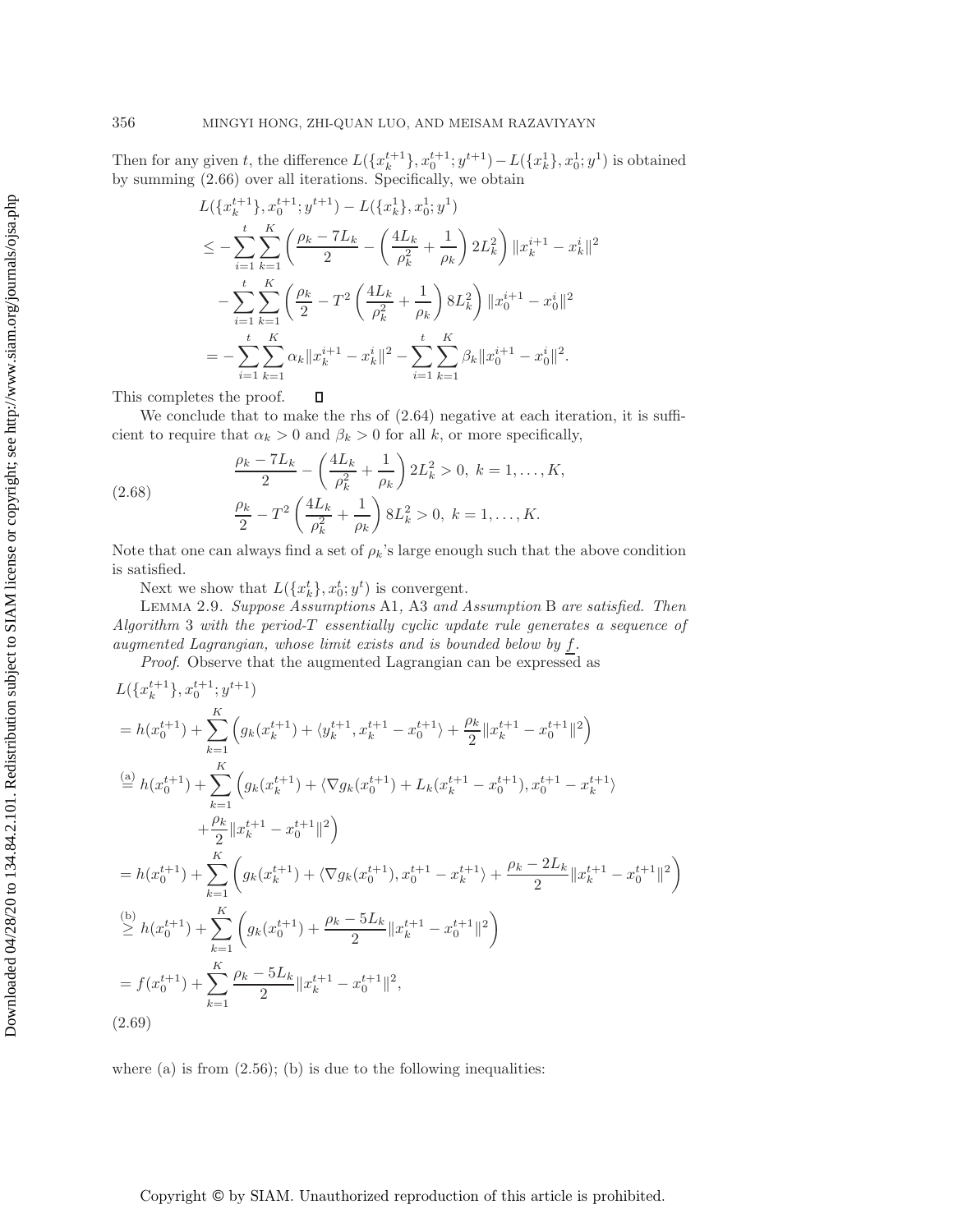Then for any given $t$, the difference $L(\{x_k^{t+1}\}, x_0^{t+1}; y^{t+1}) - L(\{x_k^1\}, x_0^1; y^1)$ is obtained by summing (2.66) over all iterations. Specifically, we obtain

$$
\begin{aligned}
&L(\{x_k^{t+1}\}, x_0^{t+1}; y^{t+1}) - L(\{x_k^1\}, x_0^1; y^1) \\
&\le -\sum_{i=1}^{t}\sum_{k=1}^{K}\left(\frac{\rho_k - 7L_k}{2} - \left(\frac{4L_k}{\rho_k^2} + \frac{1}{\rho_k}\right)2L_k^2\right)\|x_k^{i+1} - x_k^i\|^2 \\
&\quad - \sum_{i=1}^{t}\sum_{k=1}^{K}\left(\frac{\rho_k}{2} - T^2\left(\frac{4L_k}{\rho_k^2} + \frac{1}{\rho_k}\right)8L_k^2\right)\|x_0^{i+1} - x_0^i\|^2 \\
&= -\sum_{i=1}^{t}\sum_{k=1}^{K}\alpha_k\|x_k^{i+1} - x_k^i\|^2 - \sum_{i=1}^{t}\sum_{k=1}^{K}\beta_k\|x_0^{i+1} - x_0^i\|^2.
\end{aligned}
$$

This completes the proof. ∎

We conclude that to make the rhs of (2.64) negative at each iteration, it is sufficient to require that $\alpha_k > 0$ and $\beta_k > 0$ for all $k$, or more specifically,

$$
\begin{aligned}
&\frac{\rho_k - 7L_k}{2} - \left(\frac{4L_k}{\rho_k^2} + \frac{1}{\rho_k}\right)2L_k^2 > 0,\ k = 1, \ldots, K, \\
&\frac{\rho_k}{2} - T^2\left(\frac{4L_k}{\rho_k^2} + \frac{1}{\rho_k}\right)8L_k^2 > 0,\ k = 1, \ldots, K.
\end{aligned}
\tag{2.68}
$$

Note that one can always find a set of $\rho_k$'s large enough such that the above condition is satisfied.

Next we show that $L(\{x_k^t\}, x_0^t; y^t)$ is convergent.

LEMMA 2.9. *Suppose Assumptions* A1, A3 *and Assumption* B *are satisfied. Then Algorithm* 3 *with the period-T essentially cyclic update rule generates a sequence of augmented Lagrangian, whose limit exists and is bounded below by* $\underline{f}$.

*Proof.* Observe that the augmented Lagrangian can be expressed as

$$
\begin{aligned}
&L(\{x_k^{t+1}\}, x_0^{t+1}; y^{t+1}) \\
&= h(x_0^{t+1}) + \sum_{k=1}^{K}\left(g_k(x_k^{t+1}) + \langle y_k^{t+1}, x_k^{t+1} - x_0^{t+1}\rangle + \frac{\rho_k}{2}\|x_k^{t+1} - x_0^{t+1}\|^2\right) \\
&\overset{\text{(a)}}{=} h(x_0^{t+1}) + \sum_{k=1}^{K}\Big(g_k(x_k^{t+1}) + \langle \nabla g_k(x_0^{t+1}) + L_k(x_k^{t+1} - x_0^{t+1}), x_0^{t+1} - x_k^{t+1}\rangle \\
&\qquad + \frac{\rho_k}{2}\|x_k^{t+1} - x_0^{t+1}\|^2\Big) \\
&= h(x_0^{t+1}) + \sum_{k=1}^{K}\left(g_k(x_k^{t+1}) + \langle \nabla g_k(x_0^{t+1}), x_0^{t+1} - x_k^{t+1}\rangle + \frac{\rho_k - 2L_k}{2}\|x_k^{t+1} - x_0^{t+1}\|^2\right) \\
&\overset{\text{(b)}}{\ge} h(x_0^{t+1}) + \sum_{k=1}^{K}\left(g_k(x_0^{t+1}) + \frac{\rho_k - 5L_k}{2}\|x_k^{t+1} - x_0^{t+1}\|^2\right) \\
&= f(x_0^{t+1}) + \sum_{k=1}^{K}\frac{\rho_k - 5L_k}{2}\|x_k^{t+1} - x_0^{t+1}\|^2,
\end{aligned}
\tag{2.69}
$$

where (a) is from (2.56); (b) is due to the following inequalities: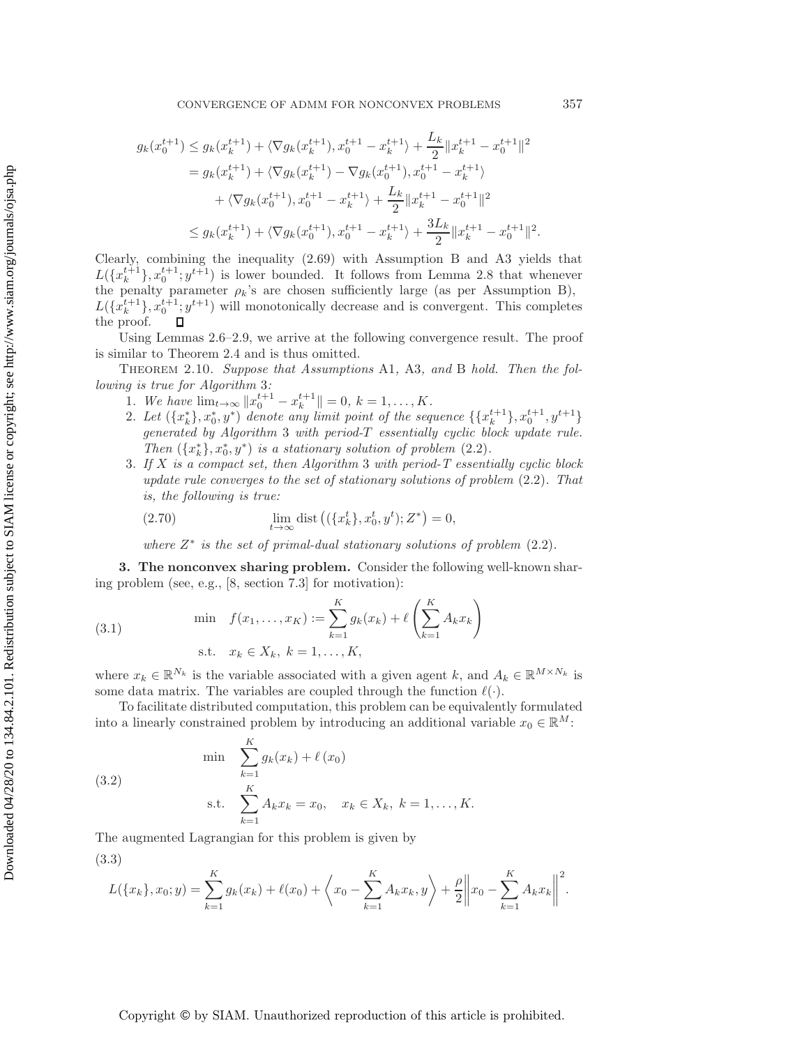$$
\begin{aligned}
g_k(x_0^{t+1}) &\le g_k(x_k^{t+1}) + \langle \nabla g_k(x_k^{t+1}), x_0^{t+1} - x_k^{t+1}\rangle + \frac{L_k}{2}\|x_k^{t+1} - x_0^{t+1}\|^2 \\
&= g_k(x_k^{t+1}) + \langle \nabla g_k(x_k^{t+1}) - \nabla g_k(x_0^{t+1}), x_0^{t+1} - x_k^{t+1}\rangle \\
&\quad + \langle \nabla g_k(x_0^{t+1}), x_0^{t+1} - x_k^{t+1}\rangle + \frac{L_k}{2}\|x_k^{t+1} - x_0^{t+1}\|^2 \\
&\le g_k(x_k^{t+1}) + \langle \nabla g_k(x_0^{t+1}), x_0^{t+1} - x_k^{t+1}\rangle + \frac{3L_k}{2}\|x_k^{t+1} - x_0^{t+1}\|^2.
\end{aligned}
$$

Clearly, combining the inequality (2.69) with Assumption B and A3 yields that $L(\{x_k^{t+1}\}, x_0^{t+1}; y^{t+1})$ is lower bounded. It follows from Lemma 2.8 that whenever the penalty parameter $\rho_k$'s are chosen sufficiently large (as per Assumption B), $L(\{x_k^{t+1}\}, x_0^{t+1}; y^{t+1})$ will monotonically decrease and is convergent. This completes the proof. ∎

Using Lemmas 2.6–2.9, we arrive at the following convergence result. The proof is similar to Theorem 2.4 and is thus omitted.

THEOREM 2.10. *Suppose that Assumptions* A1, A3, *and* B *hold. Then the following is true for Algorithm* 3*:*

1. *We have* $\lim_{t\to\infty} \|x_0^{t+1} - x_k^{t+1}\| = 0$, $k = 1, \ldots, K$.
2. *Let* $(\{x_k^*\}, x_0^*, y^*)$ *denote any limit point of the sequence* $\{\{x_k^{t+1}\}, x_0^{t+1}, y^{t+1}\}$ *generated by Algorithm* 3 *with period-$T$ essentially cyclic block update rule. Then* $(\{x_k^*\}, x_0^*, y^*)$ *is a stationary solution of problem* (2.2).
3. *If $X$ is a compact set, then Algorithm* 3 *with period-$T$ essentially cyclic block update rule converges to the set of stationary solutions of problem* (2.2). *That is, the following is true:*

$$
\lim_{t\to\infty} \operatorname{dist}\left((\{x_k^t\}, x_0^t, y^t); Z^*\right) = 0, \tag{2.70}
$$

*where $Z^*$ is the set of primal-dual stationary solutions of problem* (2.2).

## 3. The nonconvex sharing problem.

Consider the following well-known sharing problem (see, e.g., [8, section 7.3] for motivation):

$$
\begin{aligned}
\min \quad & f(x_1, \ldots, x_K) := \sum_{k=1}^K g_k(x_k) + \ell\left(\sum_{k=1}^K A_k x_k\right) \\
\text{s.t.} \quad & x_k \in X_k, \ k = 1, \ldots, K,
\end{aligned} \tag{3.1}
$$

where $x_k \in \mathbb{R}^{N_k}$ is the variable associated with a given agent $k$, and $A_k \in \mathbb{R}^{M\times N_k}$ is some data matrix. The variables are coupled through the function $\ell(\cdot)$.

To facilitate distributed computation, this problem can be equivalently formulated into a linearly constrained problem by introducing an additional variable $x_0 \in \mathbb{R}^M$:

$$
\begin{aligned}
\min \quad & \sum_{k=1}^K g_k(x_k) + \ell\left(x_0\right) \\
\text{s.t.} \quad & \sum_{k=1}^K A_k x_k = x_0, \quad x_k \in X_k, \ k = 1, \ldots, K.
\end{aligned} \tag{3.2}
$$

The augmented Lagrangian for this problem is given by

$$
L(\{x_k\}, x_0; y) = \sum_{k=1}^K g_k(x_k) + \ell(x_0) + \left\langle x_0 - \sum_{k=1}^K A_k x_k, y\right\rangle + \frac{\rho}{2}\left\| x_0 - \sum_{k=1}^K A_k x_k\right\|^2. \tag{3.3}
$$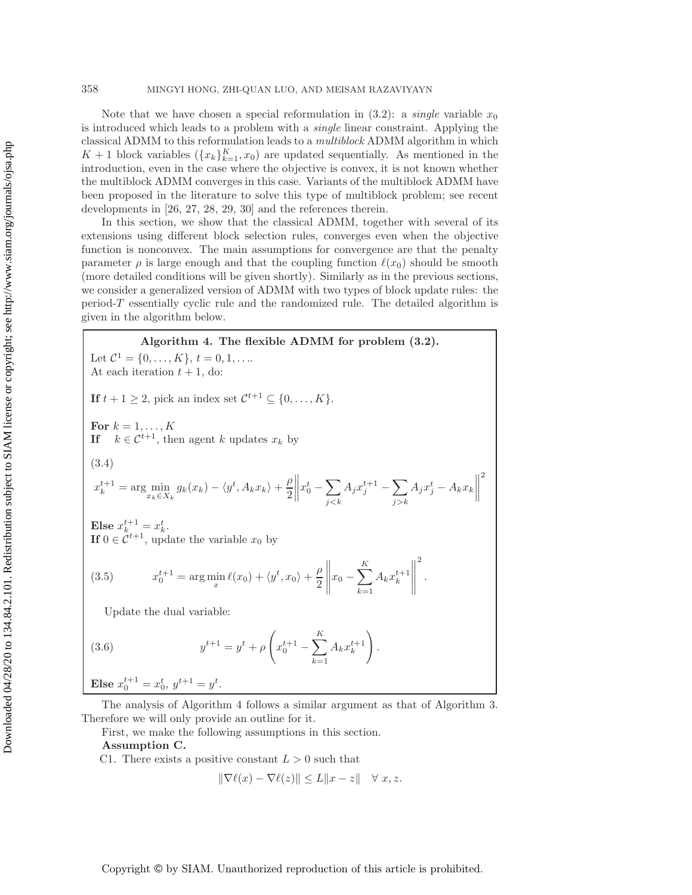Note that we have chosen a special reformulation in (3.2): a *single* variable $x_0$ is introduced which leads to a problem with a *single* linear constraint. Applying the classical ADMM to this reformulation leads to a *multiblock* ADMM algorithm in which $K+1$ block variables $(\{x_k\}_{k=1}^K, x_0)$ are updated sequentially. As mentioned in the introduction, even in the case where the objective is convex, it is not known whether the multiblock ADMM converges in this case. Variants of the multiblock ADMM have been proposed in the literature to solve this type of multiblock problem; see recent developments in [26, 27, 28, 29, 30] and the references therein.

In this section, we show that the classical ADMM, together with several of its extensions using different block selection rules, converges even when the objective function is nonconvex. The main assumptions for convergence are that the penalty parameter $\rho$ is large enough and that the coupling function $\ell(x_0)$ should be smooth (more detailed conditions will be given shortly). Similarly as in the previous sections, we consider a generalized version of ADMM with two types of block update rules: the period-$T$ essentially cyclic rule and the randomized rule. The detailed algorithm is given in the algorithm below.

**Algorithm 4. The flexible ADMM for problem (3.2).**

Let $\mathcal{C}^1 = \{0, \ldots, K\}$, $t = 0, 1, \ldots$.
At each iteration $t+1$, do:

**If** $t+1 \geq 2$, pick an index set $\mathcal{C}^{t+1} \subseteq \{0, \ldots, K\}$.

**For** $k = 1, \ldots, K$
**If** $k \in \mathcal{C}^{t+1}$, then agent $k$ updates $x_k$ by

(3.4)
$$x_k^{t+1} = \arg\min_{x_k \in X_k} g_k(x_k) - \langle y^t, A_k x_k \rangle + \frac{\rho}{2}\left\| x_0^t - \sum_{j<k} A_j x_j^{t+1} - \sum_{j>k} A_j x_j^t - A_k x_k \right\|^2$$

**Else** $x_k^{t+1} = x_k^t$.
**If** $0 \in \mathcal{C}^{t+1}$, update the variable $x_0$ by

$$x_0^{t+1} = \arg\min_{x} \ell(x_0) + \langle y^t, x_0 \rangle + \frac{\rho}{2}\left\| x_0 - \sum_{k=1}^K A_k x_k^{t+1} \right\|^2. \tag{3.5}$$

Update the dual variable:

$$y^{t+1} = y^t + \rho\left( x_0^{t+1} - \sum_{k=1}^K A_k x_k^{t+1} \right). \tag{3.6}$$

**Else** $x_0^{t+1} = x_0^t$, $y^{t+1} = y^t$.

The analysis of Algorithm 4 follows a similar argument as that of Algorithm 3. Therefore we will only provide an outline for it.

First, we make the following assumptions in this section.

**Assumption C.**

C1. There exists a positive constant $L > 0$ such that

$$\|\nabla \ell(x) - \nabla \ell(z)\| \leq L\|x - z\| \quad \forall\ x, z.$$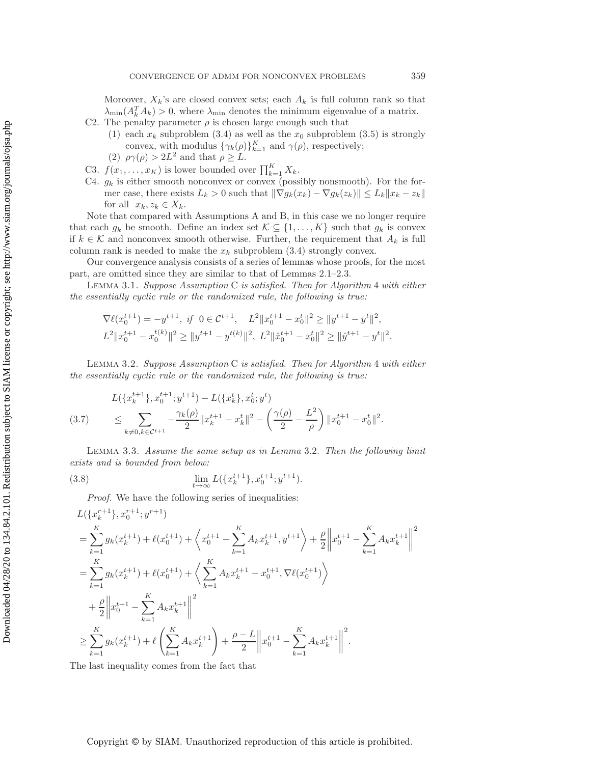Moreover, $X_k$'s are closed convex sets; each $A_k$ is full column rank so that $\lambda_{\min}(A_k^T A_k) > 0$, where $\lambda_{\min}$ denotes the minimum eigenvalue of a matrix.

C2. The penalty parameter $\rho$ is chosen large enough such that

(1) each $x_k$ subproblem (3.4) as well as the $x_0$ subproblem (3.5) is strongly convex, with modulus $\{\gamma_k(\rho)\}_{k=1}^K$ and $\gamma(\rho)$, respectively;

(2) $\rho\gamma(\rho) > 2L^2$ and that $\rho \geq L$.

C3. $f(x_1, \ldots, x_K)$ is lower bounded over $\prod_{k=1}^K X_k$.

C4. $g_k$ is either smooth nonconvex or convex (possibly nonsmooth). For the former case, there exists $L_k > 0$ such that $\|\nabla g_k(x_k) - \nabla g_k(z_k)\| \leq L_k \|x_k - z_k\|$ for all $x_k, z_k \in X_k$.

Note that compared with Assumptions A and B, in this case we no longer require that each $g_k$ be smooth. Define an index set $\mathcal{K} \subseteq \{1, \ldots, K\}$ such that $g_k$ is convex if $k \in \mathcal{K}$ and nonconvex smooth otherwise. Further, the requirement that $A_k$ is full column rank is needed to make the $x_k$ subproblem (3.4) strongly convex.

Our convergence analysis consists of a series of lemmas whose proofs, for the most part, are omitted since they are similar to that of Lemmas 2.1–2.3.

Lemma 3.1. *Suppose Assumption* C *is satisfied. Then for Algorithm* 4 *with either the essentially cyclic rule or the randomized rule, the following is true:*

$$
\nabla \ell(x_0^{t+1}) = -y^{t+1}, \text{ if } \ 0 \in \mathcal{C}^{t+1}, \quad L^2 \|x_0^{t+1} - x_0^t\|^2 \geq \|y^{t+1} - y^t\|^2,
$$
$$
L^2 \|x_0^{t+1} - x_0^{t(k)}\|^2 \geq \|y^{t+1} - y^{t(k)}\|^2, \ L^2 \|\hat{x}_0^{t+1} - x_0^t\|^2 \geq \|\hat{y}^{t+1} - y^t\|^2.
$$

Lemma 3.2. *Suppose Assumption* C *is satisfied. Then for Algorithm* 4 *with either the essentially cyclic rule or the randomized rule, the following is true:*

$$
\begin{aligned}
&L(\{x_k^{t+1}\}, x_0^{t+1}; y^{t+1}) - L(\{x_k^t\}, x_0^t; y^t) \\
&\leq \sum_{k \neq 0, k \in \mathcal{C}^{t+1}} -\frac{\gamma_k(\rho)}{2} \|x_k^{t+1} - x_k^t\|^2 - \left(\frac{\gamma(\rho)}{2} - \frac{L^2}{\rho}\right) \|x_0^{t+1} - x_0^t\|^2.
\end{aligned} \tag{3.7}
$$

Lemma 3.3. *Assume the same setup as in Lemma* 3.2. *Then the following limit exists and is bounded from below:*

$$
\lim_{t \to \infty} L(\{x_k^{t+1}\}, x_0^{t+1}; y^{t+1}). \tag{3.8}
$$

*Proof.* We have the following series of inequalities:

$$
\begin{aligned}
&L(\{x_k^{r+1}\}, x_0^{r+1}; y^{r+1}) \\
&= \sum_{k=1}^K g_k(x_k^{t+1}) + \ell(x_0^{t+1}) + \left\langle x_0^{t+1} - \sum_{k=1}^K A_k x_k^{t+1}, y^{t+1} \right\rangle + \frac{\rho}{2} \left\| x_0^{t+1} - \sum_{k=1}^K A_k x_k^{t+1} \right\|^2 \\
&= \sum_{k=1}^K g_k(x_k^{t+1}) + \ell(x_0^{t+1}) + \left\langle \sum_{k=1}^K A_k x_k^{t+1} - x_0^{t+1}, \nabla \ell(x_0^{t+1}) \right\rangle \\
&\quad + \frac{\rho}{2} \left\| x_0^{t+1} - \sum_{k=1}^K A_k x_k^{t+1} \right\|^2 \\
&\geq \sum_{k=1}^K g_k(x_k^{t+1}) + \ell\left(\sum_{k=1}^K A_k x_k^{t+1}\right) + \frac{\rho - L}{2} \left\| x_0^{t+1} - \sum_{k=1}^K A_k x_k^{t+1} \right\|^2.
\end{aligned}
$$

The last inequality comes from the fact that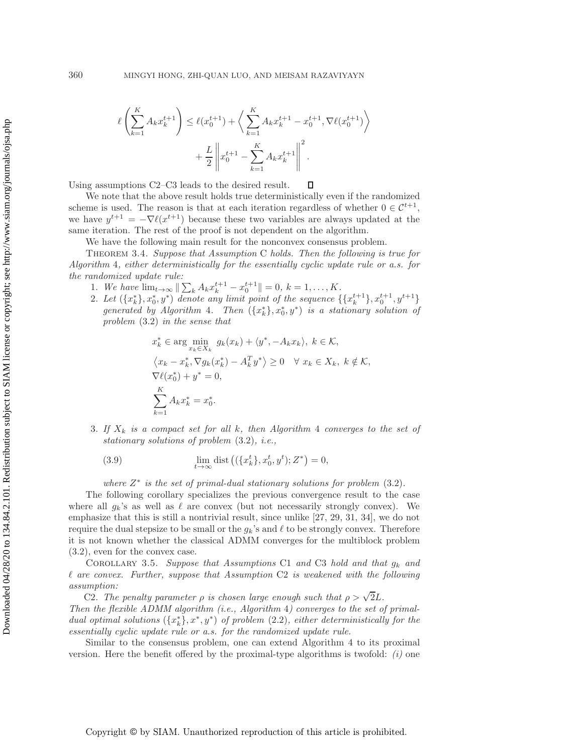$$\ell\left(\sum_{k=1}^{K} A_k x_k^{t+1}\right) \leq \ell(x_0^{t+1}) + \left\langle \sum_{k=1}^{K} A_k x_k^{t+1} - x_0^{t+1}, \nabla \ell(x_0^{t+1}) \right\rangle + \frac{L}{2}\left\| x_0^{t+1} - \sum_{k=1}^{K} A_k x_k^{t+1} \right\|^2.$$

Using assumptions C2–C3 leads to the desired result. $\square$

We note that the above result holds true deterministically even if the randomized scheme is used. The reason is that at each iteration regardless of whether $0 \in \mathcal{C}^{t+1}$, we have $y^{t+1} = -\nabla \ell(x^{t+1})$ because these two variables are always updated at the same iteration. The rest of the proof is not dependent on the algorithm.

We have the following main result for the nonconvex consensus problem.

THEOREM 3.4. *Suppose that Assumption* C *holds. Then the following is true for Algorithm* 4*, either deterministically for the essentially cyclic update rule or a.s. for the randomized update rule:*

1. *We have* $\lim_{t\to\infty} \| \sum_k A_k x_k^{t+1} - x_0^{t+1} \| = 0$, $k = 1, \ldots, K$.
2. *Let* $(\{x_k^*\}, x_0^*, y^*)$ *denote any limit point of the sequence* $\{\{x_k^{t+1}\}, x_0^{t+1}, y^{t+1}\}$ *generated by Algorithm* 4*. Then* $(\{x_k^*\}, x_0^*, y^*)$ *is a stationary solution of problem* (3.2) *in the sense that*

$$x_k^* \in \arg\min_{x_k \in X_k} \; g_k(x_k) + \langle y^*, -A_k x_k \rangle, \; k \in \mathcal{K},$$
$$\langle x_k - x_k^*, \nabla g_k(x_k^*) - A_k^T y^* \rangle \geq 0 \quad \forall\, x_k \in X_k, \; k \notin \mathcal{K},$$
$$\nabla \ell(x_0^*) + y^* = 0,$$
$$\sum_{k=1}^{K} A_k x_k^* = x_0^*.$$

3. *If* $X_k$ *is a compact set for all* $k$*, then Algorithm* 4 *converges to the set of stationary solutions of problem* (3.2)*, i.e.,*

$$\lim_{t\to\infty} \operatorname{dist}\left( (\{x_k^t\}, x_0^t, y^t); Z^* \right) = 0, \tag{3.9}$$

*where* $Z^*$ *is the set of primal-dual stationary solutions for problem* (3.2)*.*

The following corollary specializes the previous convergence result to the case where all $g_k$'s as well as $\ell$ are convex (but not necessarily strongly convex). We emphasize that this is still a nontrivial result, since unlike [27, 29, 31, 34], we do not require the dual stepsize to be small or the $g_k$'s and $\ell$ to be strongly convex. Therefore it is not known whether the classical ADMM converges for the multiblock problem (3.2), even for the convex case.

COROLLARY 3.5. *Suppose that Assumptions* C1 *and* C3 *hold and that* $g_k$ *and* $\ell$ *are convex. Further, suppose that Assumption* C2 *is weakened with the following assumption:*

C2. *The penalty parameter* $\rho$ *is chosen large enough such that* $\rho > \sqrt{2}L$.

*Then the flexible ADMM algorithm (i.e., Algorithm* 4*) converges to the set of primal-dual optimal solutions* $(\{x_k^*\}, x^*, y^*)$ *of problem* (2.2)*, either deterministically for the essentially cyclic update rule or a.s. for the randomized update rule.*

Similar to the consensus problem, one can extend Algorithm 4 to its proximal version. Here the benefit offered by the proximal-type algorithms is twofold: *(i)* one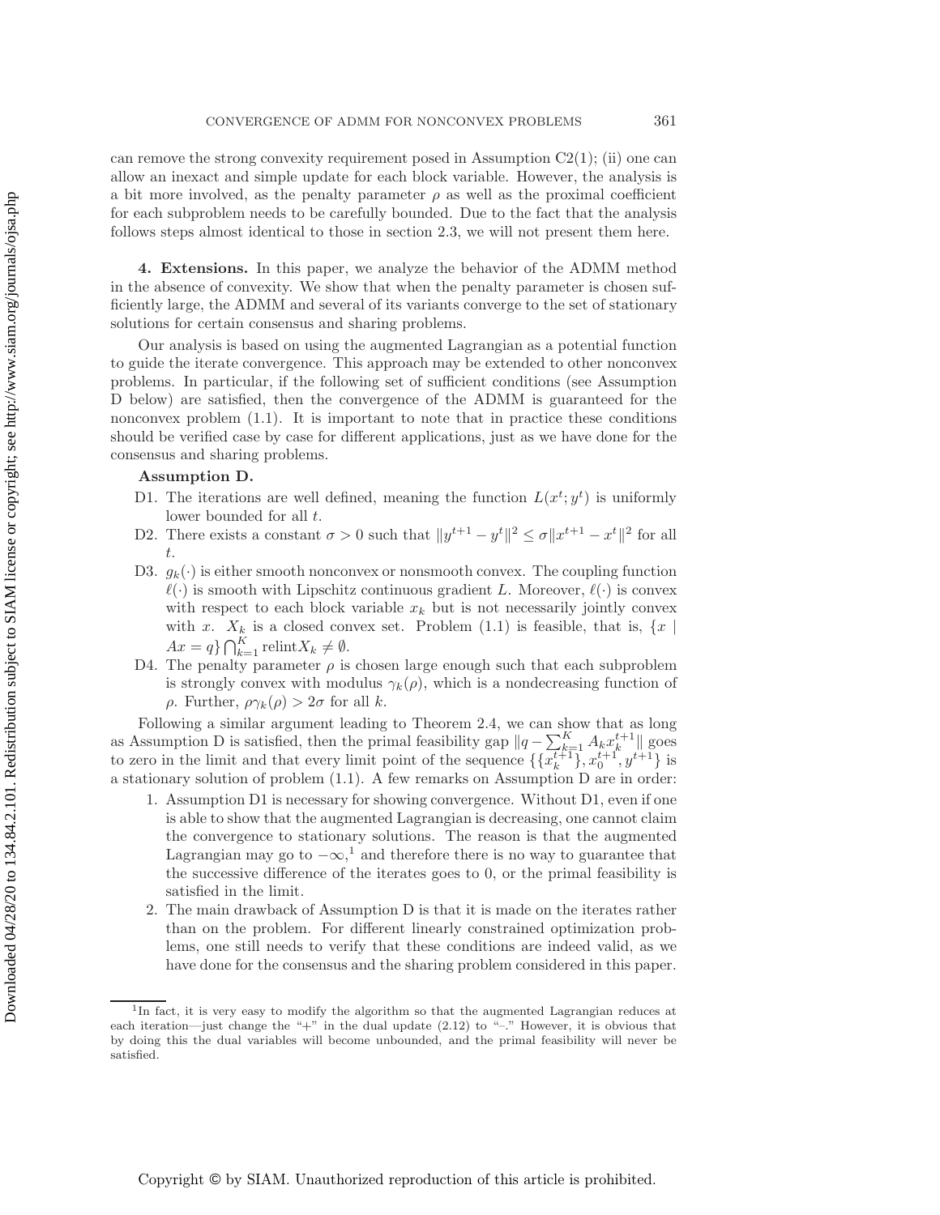can remove the strong convexity requirement posed in Assumption C2(1); (ii) one can allow an inexact and simple update for each block variable. However, the analysis is a bit more involved, as the penalty parameter $\rho$ as well as the proximal coefficient for each subproblem needs to be carefully bounded. Due to the fact that the analysis follows steps almost identical to those in section 2.3, we will not present them here.

## 4. Extensions.

In this paper, we analyze the behavior of the ADMM method in the absence of convexity. We show that when the penalty parameter is chosen sufficiently large, the ADMM and several of its variants converge to the set of stationary solutions for certain consensus and sharing problems.

Our analysis is based on using the augmented Lagrangian as a potential function to guide the iterate convergence. This approach may be extended to other nonconvex problems. In particular, if the following set of sufficient conditions (see Assumption D below) are satisfied, then the convergence of the ADMM is guaranteed for the nonconvex problem (1.1). It is important to note that in practice these conditions should be verified case by case for different applications, just as we have done for the consensus and sharing problems.

**Assumption D.**

- D1. The iterations are well defined, meaning the function $L(x^t; y^t)$ is uniformly lower bounded for all $t$.
- D2. There exists a constant $\sigma > 0$ such that $\|y^{t+1} - y^t\|^2 \leq \sigma \|x^{t+1} - x^t\|^2$ for all $t$.
- D3. $g_k(\cdot)$ is either smooth nonconvex or nonsmooth convex. The coupling function $\ell(\cdot)$ is smooth with Lipschitz continuous gradient $L$. Moreover, $\ell(\cdot)$ is convex with respect to each block variable $x_k$ but is not necessarily jointly convex with $x$. $X_k$ is a closed convex set. Problem (1.1) is feasible, that is, $\{x \mid Ax = q\} \bigcap_{k=1}^{K} \operatorname{relint} X_k \neq \emptyset$.
- D4. The penalty parameter $\rho$ is chosen large enough such that each subproblem is strongly convex with modulus $\gamma_k(\rho)$, which is a nondecreasing function of $\rho$. Further, $\rho\gamma_k(\rho) > 2\sigma$ for all $k$.

Following a similar argument leading to Theorem 2.4, we can show that as long as Assumption D is satisfied, then the primal feasibility gap $\|q - \sum_{k=1}^{K} A_k x_k^{t+1}\|$ goes to zero in the limit and that every limit point of the sequence $\{\{x_k^{t+1}\}, x_0^{t+1}, y^{t+1}\}$ is a stationary solution of problem (1.1). A few remarks on Assumption D are in order:

1. Assumption D1 is necessary for showing convergence. Without D1, even if one is able to show that the augmented Lagrangian is decreasing, one cannot claim the convergence to stationary solutions. The reason is that the augmented Lagrangian may go to $-\infty$,[1] and therefore there is no way to guarantee that the successive difference of the iterates goes to 0, or the primal feasibility is satisfied in the limit.
2. The main drawback of Assumption D is that it is made on the iterates rather than on the problem. For different linearly constrained optimization problems, one still needs to verify that these conditions are indeed valid, as we have done for the consensus and the sharing problem considered in this paper.

[1] In fact, it is very easy to modify the algorithm so that the augmented Lagrangian reduces at each iteration—just change the "+" in the dual update (2.12) to "–." However, it is obvious that by doing this the dual variables will become unbounded, and the primal feasibility will never be satisfied.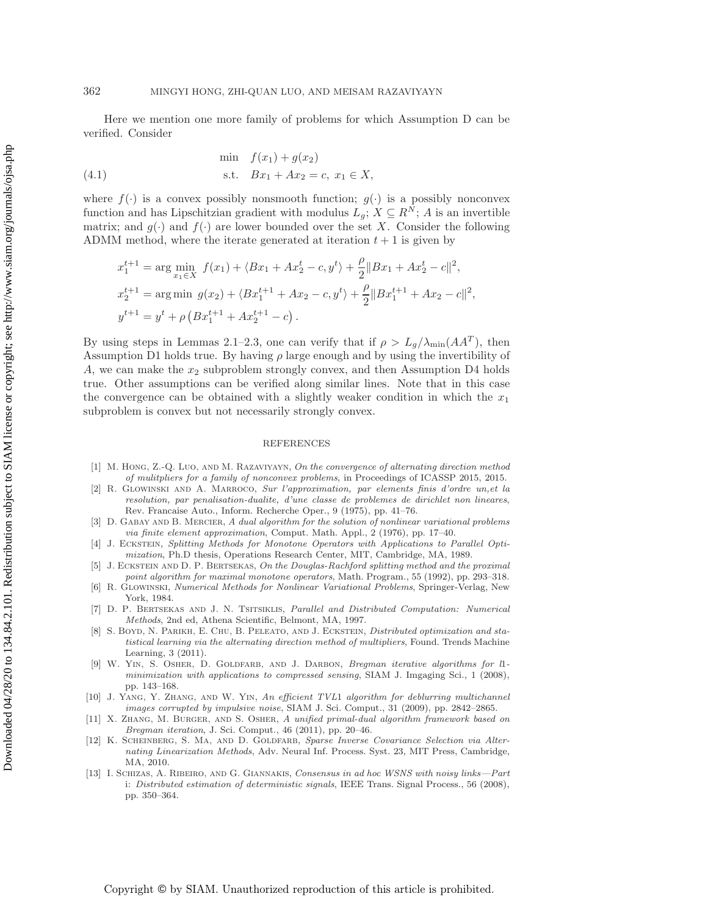Here we mention one more family of problems for which Assumption D can be verified. Consider

$$
\begin{aligned}
&\min \quad f(x_1) + g(x_2) \\
&\text{s.t.} \quad Bx_1 + Ax_2 = c, \; x_1 \in X,
\end{aligned}
\tag{4.1}
$$

where $f(\cdot)$ is a convex possibly nonsmooth function; $g(\cdot)$ is a possibly nonconvex function and has Lipschitzian gradient with modulus $L_g$; $X \subseteq R^N$; $A$ is an invertible matrix; and $g(\cdot)$ and $f(\cdot)$ are lower bounded over the set $X$. Consider the following ADMM method, where the iterate generated at iteration $t+1$ is given by

$$
\begin{aligned}
x_1^{t+1} &= \arg\min_{x_1 \in X} \; f(x_1) + \langle Bx_1 + Ax_2^t - c, y^t \rangle + \frac{\rho}{2}\|Bx_1 + Ax_2^t - c\|^2, \\
x_2^{t+1} &= \arg\min \; g(x_2) + \langle Bx_1^{t+1} + Ax_2 - c, y^t \rangle + \frac{\rho}{2}\|Bx_1^{t+1} + Ax_2 - c\|^2, \\
y^{t+1} &= y^t + \rho\left(Bx_1^{t+1} + Ax_2^{t+1} - c\right).
\end{aligned}
$$

By using steps in Lemmas 2.1–2.3, one can verify that if $\rho > L_g/\lambda_{\min}(AA^T)$, then Assumption D1 holds true. By having $\rho$ large enough and by using the invertibility of $A$, we can make the $x_2$ subproblem strongly convex, and then Assumption D4 holds true. Other assumptions can be verified along similar lines. Note that in this case the convergence can be obtained with a slightly weaker condition in which the $x_1$ subproblem is convex but not necessarily strongly convex.

## REFERENCES

[1] M. Hong, Z.-Q. Luo, and M. Razaviyayn, *On the convergence of alternating direction method of mulitpliers for a family of nonconvex problems*, in Proceedings of ICASSP 2015, 2015.

[2] R. Glowinski and A. Marroco, *Sur l'approximation, par elements finis d'ordre un,et la resolution, par penalisation-dualite, d'une classe de problemes de dirichlet non lineares*, Rev. Francaise Auto., Inform. Recherche Oper., 9 (1975), pp. 41–76.

[3] D. Gabay and B. Mercier, *A dual algorithm for the solution of nonlinear variational problems via finite element approximation*, Comput. Math. Appl., 2 (1976), pp. 17–40.

[4] J. Eckstein, *Splitting Methods for Monotone Operators with Applications to Parallel Optimization*, Ph.D thesis, Operations Research Center, MIT, Cambridge, MA, 1989.

[5] J. Eckstein and D. P. Bertsekas, *On the Douglas-Rachford splitting method and the proximal point algorithm for maximal monotone operators*, Math. Program., 55 (1992), pp. 293–318.

[6] R. Glowinski, *Numerical Methods for Nonlinear Variational Problems*, Springer-Verlag, New York, 1984.

[7] D. P. Bertsekas and J. N. Tsitsiklis, *Parallel and Distributed Computation: Numerical Methods*, 2nd ed, Athena Scientific, Belmont, MA, 1997.

[8] S. Boyd, N. Parikh, E. Chu, B. Peleato, and J. Eckstein, *Distributed optimization and statistical learning via the alternating direction method of multipliers*, Found. Trends Machine Learning, 3 (2011).

[9] W. Yin, S. Osher, D. Goldfarb, and J. Darbon, *Bregman iterative algorithms for l1-minimization with applications to compressed sensing*, SIAM J. Imgaging Sci., 1 (2008), pp. 143–168.

[10] J. Yang, Y. Zhang, and W. Yin, *An efficient TVL1 algorithm for deblurring multichannel images corrupted by impulsive noise*, SIAM J. Sci. Comput., 31 (2009), pp. 2842–2865.

[11] X. Zhang, M. Burger, and S. Osher, *A unified primal-dual algorithm framework based on Bregman iteration*, J. Sci. Comput., 46 (2011), pp. 20–46.

[12] K. Scheinberg, S. Ma, and D. Goldfarb, *Sparse Inverse Covariance Selection via Alternating Linearization Methods*, Adv. Neural Inf. Process. Syst. 23, MIT Press, Cambridge, MA, 2010.

[13] I. Schizas, A. Ribeiro, and G. Giannakis, *Consensus in ad hoc WSNS with noisy links—Part i: Distributed estimation of deterministic signals*, IEEE Trans. Signal Process., 56 (2008), pp. 350–364.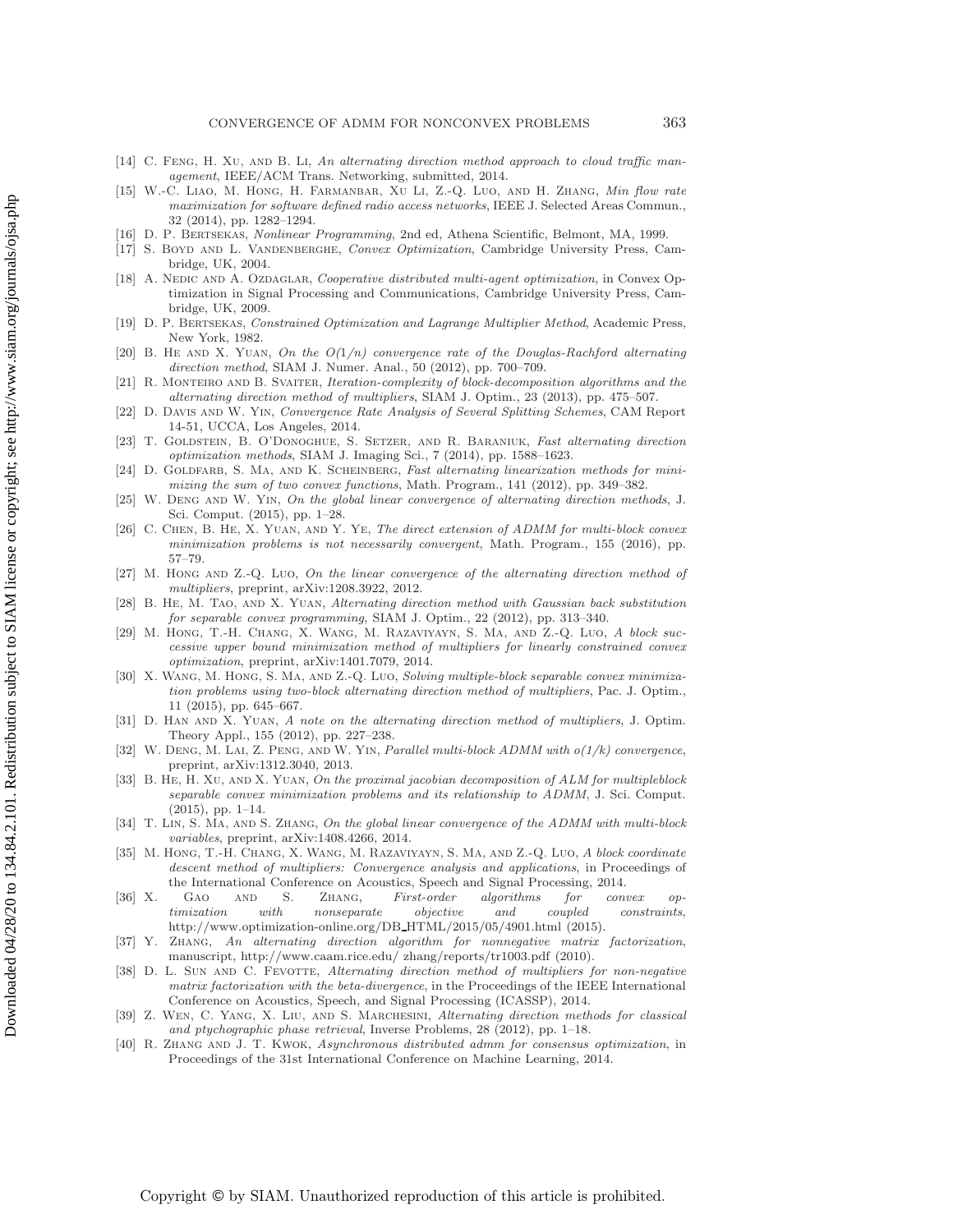[14] C. Feng, H. Xu, and B. Li, *An alternating direction method approach to cloud traffic management*, IEEE/ACM Trans. Networking, submitted, 2014.

[15] W.-C. Liao, M. Hong, H. Farmanbar, Xu Li, Z.-Q. Luo, and H. Zhang, *Min flow rate maximization for software defined radio access networks*, IEEE J. Selected Areas Commun., 32 (2014), pp. 1282–1294.

[16] D. P. Bertsekas, *Nonlinear Programming*, 2nd ed, Athena Scientific, Belmont, MA, 1999.

[17] S. Boyd and L. Vandenberghe, *Convex Optimization*, Cambridge University Press, Cambridge, UK, 2004.

[18] A. Nedic and A. Ozdaglar, *Cooperative distributed multi-agent optimization*, in Convex Optimization in Signal Processing and Communications, Cambridge University Press, Cambridge, UK, 2009.

[19] D. P. Bertsekas, *Constrained Optimization and Lagrange Multiplier Method*, Academic Press, New York, 1982.

[20] B. He and X. Yuan, *On the $O(1/n)$ convergence rate of the Douglas-Rachford alternating direction method*, SIAM J. Numer. Anal., 50 (2012), pp. 700–709.

[21] R. Monteiro and B. Svaiter, *Iteration-complexity of block-decomposition algorithms and the alternating direction method of multipliers*, SIAM J. Optim., 23 (2013), pp. 475–507.

[22] D. Davis and W. Yin, *Convergence Rate Analysis of Several Splitting Schemes*, CAM Report 14-51, UCCA, Los Angeles, 2014.

[23] T. Goldstein, B. O'Donoghue, S. Setzer, and R. Baraniuk, *Fast alternating direction optimization methods*, SIAM J. Imaging Sci., 7 (2014), pp. 1588–1623.

[24] D. Goldfarb, S. Ma, and K. Scheinberg, *Fast alternating linearization methods for minimizing the sum of two convex functions*, Math. Program., 141 (2012), pp. 349–382.

[25] W. Deng and W. Yin, *On the global linear convergence of alternating direction methods*, J. Sci. Comput. (2015), pp. 1–28.

[26] C. Chen, B. He, X. Yuan, and Y. Ye, *The direct extension of ADMM for multi-block convex minimization problems is not necessarily convergent*, Math. Program., 155 (2016), pp. 57–79.

[27] M. Hong and Z.-Q. Luo, *On the linear convergence of the alternating direction method of multipliers*, preprint, arXiv:1208.3922, 2012.

[28] B. He, M. Tao, and X. Yuan, *Alternating direction method with Gaussian back substitution for separable convex programming*, SIAM J. Optim., 22 (2012), pp. 313–340.

[29] M. Hong, T.-H. Chang, X. Wang, M. Razaviyayn, S. Ma, and Z.-Q. Luo, *A block successive upper bound minimization method of multipliers for linearly constrained convex optimization*, preprint, arXiv:1401.7079, 2014.

[30] X. Wang, M. Hong, S. Ma, and Z.-Q. Luo, *Solving multiple-block separable convex minimization problems using two-block alternating direction method of multipliers*, Pac. J. Optim., 11 (2015), pp. 645–667.

[31] D. Han and X. Yuan, *A note on the alternating direction method of multipliers*, J. Optim. Theory Appl., 155 (2012), pp. 227–238.

[32] W. Deng, M. Lai, Z. Peng, and W. Yin, *Parallel multi-block ADMM with $o(1/k)$ convergence*, preprint, arXiv:1312.3040, 2013.

[33] B. He, H. Xu, and X. Yuan, *On the proximal jacobian decomposition of ALM for multipleblock separable convex minimization problems and its relationship to ADMM*, J. Sci. Comput. (2015), pp. 1–14.

[34] T. Lin, S. Ma, and S. Zhang, *On the global linear convergence of the ADMM with multi-block variables*, preprint, arXiv:1408.4266, 2014.

[35] M. Hong, T.-H. Chang, X. Wang, M. Razaviyayn, S. Ma, and Z.-Q. Luo, *A block coordinate descent method of multipliers: Convergence analysis and applications*, in Proceedings of the International Conference on Acoustics, Speech and Signal Processing, 2014.

[36] X. Gao and S. Zhang, *First-order algorithms for convex optimization with nonseparate objective and coupled constraints*, http://www.optimization-online.org/DB_HTML/2015/05/4901.html (2015).

[37] Y. Zhang, *An alternating direction algorithm for nonnegative matrix factorization*, manuscript, http://www.caam.rice.edu/ zhang/reports/tr1003.pdf (2010).

[38] D. L. Sun and C. Fevotte, *Alternating direction method of multipliers for non-negative matrix factorization with the beta-divergence*, in the Proceedings of the IEEE International Conference on Acoustics, Speech, and Signal Processing (ICASSP), 2014.

[39] Z. Wen, C. Yang, X. Liu, and S. Marchesini, *Alternating direction methods for classical and ptychographic phase retrieval*, Inverse Problems, 28 (2012), pp. 1–18.

[40] R. Zhang and J. T. Kwok, *Asynchronous distributed admm for consensus optimization*, in Proceedings of the 31st International Conference on Machine Learning, 2014.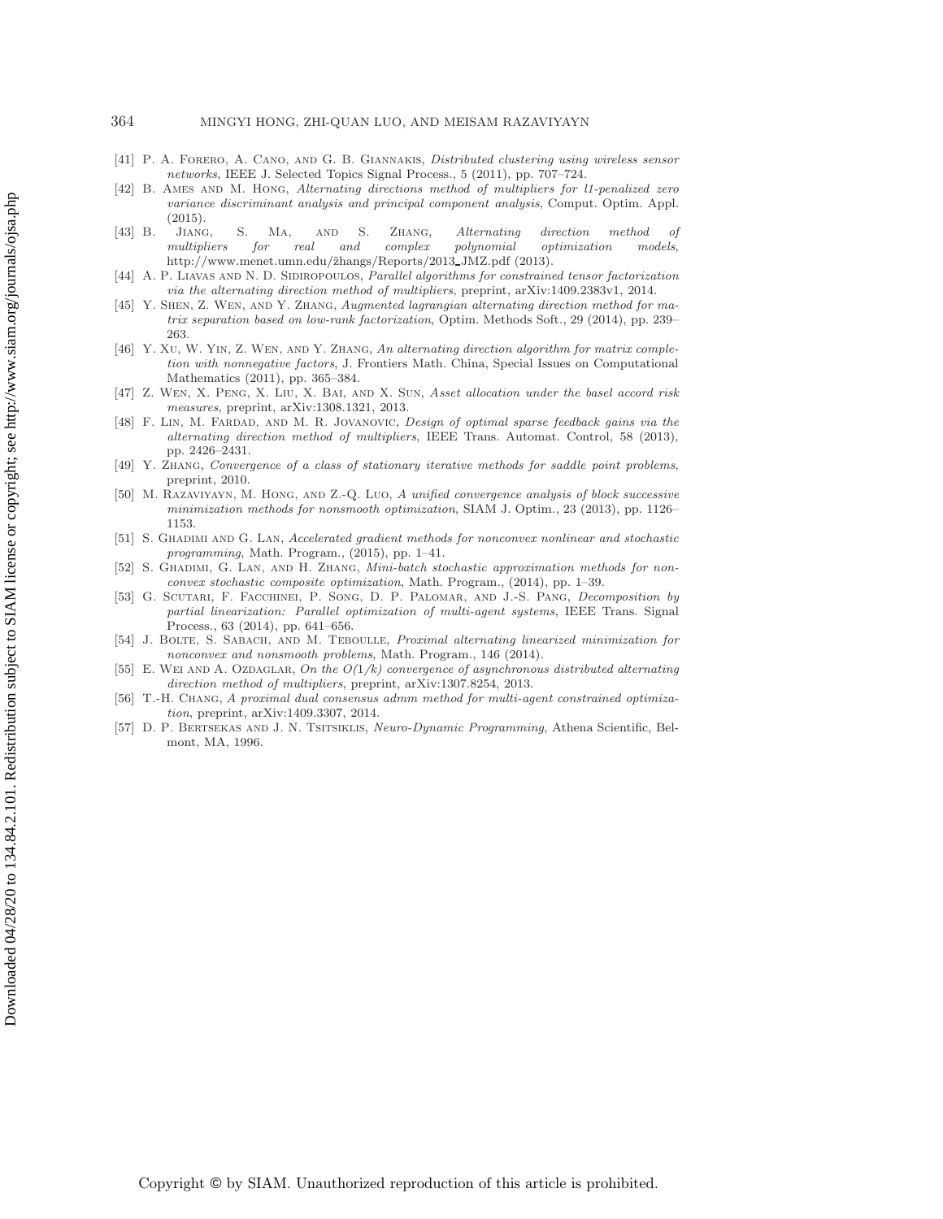[41] P. A. Forero, A. Cano, and G. B. Giannakis, *Distributed clustering using wireless sensor networks*, IEEE J. Selected Topics Signal Process., 5 (2011), pp. 707–724.

[42] B. Ames and M. Hong, *Alternating directions method of multipliers for l1-penalized zero variance discriminant analysis and principal component analysis*, Comput. Optim. Appl. (2015).

[43] B. Jiang, S. Ma, and S. Zhang, *Alternating direction method of multipliers for real and complex polynomial optimization models*, http://www.menet.umn.edu/~zhangs/Reports/2013_JMZ.pdf (2013).

[44] A. P. Liavas and N. D. Sidiropoulos, *Parallel algorithms for constrained tensor factorization via the alternating direction method of multipliers*, preprint, arXiv:1409.2383v1, 2014.

[45] Y. Shen, Z. Wen, and Y. Zhang, *Augmented lagrangian alternating direction method for matrix separation based on low-rank factorization*, Optim. Methods Soft., 29 (2014), pp. 239–263.

[46] Y. Xu, W. Yin, Z. Wen, and Y. Zhang, *An alternating direction algorithm for matrix completion with nonnegative factors*, J. Frontiers Math. China, Special Issues on Computational Mathematics (2011), pp. 365–384.

[47] Z. Wen, X. Peng, X. Liu, X. Bai, and X. Sun, *Asset allocation under the basel accord risk measures*, preprint, arXiv:1308.1321, 2013.

[48] F. Lin, M. Fardad, and M. R. Jovanovic, *Design of optimal sparse feedback gains via the alternating direction method of multipliers*, IEEE Trans. Automat. Control, 58 (2013), pp. 2426–2431.

[49] Y. Zhang, *Convergence of a class of stationary iterative methods for saddle point problems*, preprint, 2010.

[50] M. Razaviyayn, M. Hong, and Z.-Q. Luo, *A unified convergence analysis of block successive minimization methods for nonsmooth optimization*, SIAM J. Optim., 23 (2013), pp. 1126–1153.

[51] S. Ghadimi and G. Lan, *Accelerated gradient methods for nonconvex nonlinear and stochastic programming*, Math. Program., (2015), pp. 1–41.

[52] S. Ghadimi, G. Lan, and H. Zhang, *Mini-batch stochastic approximation methods for nonconvex stochastic composite optimization*, Math. Program., (2014), pp. 1–39.

[53] G. Scutari, F. Facchinei, P. Song, D. P. Palomar, and J.-S. Pang, *Decomposition by partial linearization: Parallel optimization of multi-agent systems*, IEEE Trans. Signal Process., 63 (2014), pp. 641–656.

[54] J. Bolte, S. Sabach, and M. Teboulle, *Proximal alternating linearized minimization for nonconvex and nonsmooth problems*, Math. Program., 146 (2014).

[55] E. Wei and A. Ozdaglar, *On the $O(1/k)$ convergence of asynchronous distributed alternating direction method of multipliers*, preprint, arXiv:1307.8254, 2013.

[56] T.-H. Chang, *A proximal dual consensus admm method for multi-agent constrained optimization*, preprint, arXiv:1409.3307, 2014.

[57] D. P. Bertsekas and J. N. Tsitsiklis, *Neuro-Dynamic Programming*, Athena Scientific, Belmont, MA, 1996.